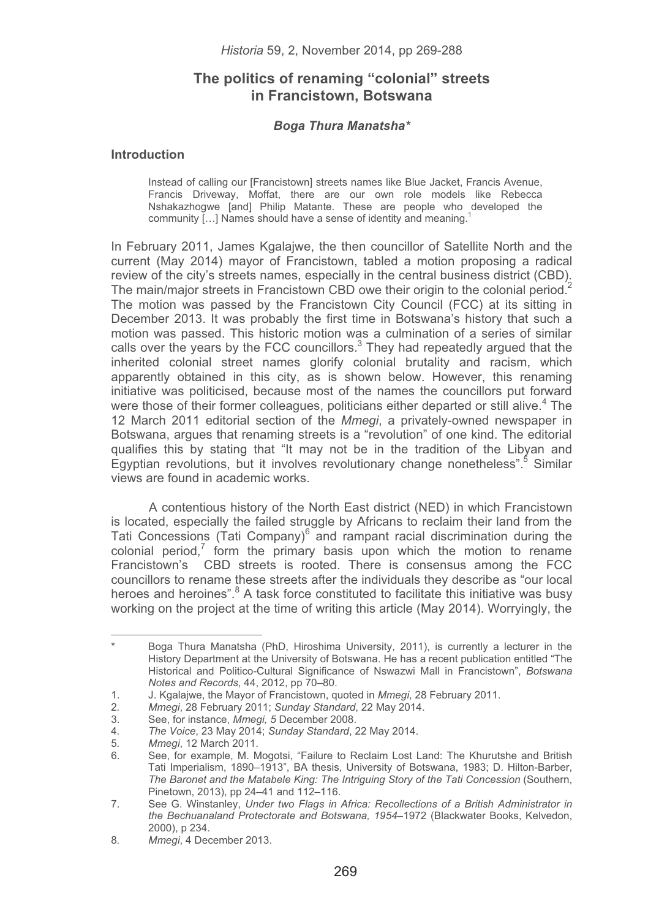# The politics of renaming "colonial" streets in Francistown, Botswana

***Boga Thura Manatsha****

## Introduction

> Instead of calling our [Francistown] streets names like Blue Jacket, Francis Avenue, Francis Driveway, Moffat, there are our own role models like Rebecca Nshakazhogwe [and] Philip Matante. These are people who developed the community [...] Names should have a sense of identity and meaning.[1]

In February 2011, James Kgalajwe, the then councillor of Satellite North and the current (May 2014) mayor of Francistown, tabled a motion proposing a radical review of the city's streets names, especially in the central business district (CBD). The main/major streets in Francistown CBD owe their origin to the colonial period.[2] The motion was passed by the Francistown City Council (FCC) at its sitting in December 2013. It was probably the first time in Botswana's history that such a motion was passed. This historic motion was a culmination of a series of similar calls over the years by the FCC councillors.[3] They had repeatedly argued that the inherited colonial street names glorify colonial brutality and racism, which apparently obtained in this city, as is shown below. However, this renaming initiative was politicised, because most of the names the councillors put forward were those of their former colleagues, politicians either departed or still alive.[4] The 12 March 2011 editorial section of the *Mmegi*, a privately-owned newspaper in Botswana, argues that renaming streets is a "revolution" of one kind. The editorial qualifies this by stating that "It may not be in the tradition of the Libyan and Egyptian revolutions, but it involves revolutionary change nonetheless".[5] Similar views are found in academic works.

A contentious history of the North East district (NED) in which Francistown is located, especially the failed struggle by Africans to reclaim their land from the Tati Concessions (Tati Company)[6] and rampant racial discrimination during the colonial period,[7] form the primary basis upon which the motion to rename Francistown's CBD streets is rooted. There is consensus among the FCC councillors to rename these streets after the individuals they describe as "our local heroes and heroines".[8] A task force constituted to facilitate this initiative was busy working on the project at the time of writing this article (May 2014). Worryingly, the

---

\* Boga Thura Manatsha (PhD, Hiroshima University, 2011), is currently a lecturer in the History Department at the University of Botswana. He has a recent publication entitled "The Historical and Politico-Cultural Significance of Nswazwi Mall in Francistown", *Botswana Notes and Records*, 44, 2012, pp 70–80.

1. J. Kgalajwe, the Mayor of Francistown, quoted in *Mmegi*, 28 February 2011.
2. *Mmegi*, 28 February 2011; *Sunday Standard*, 22 May 2014.
3. See, for instance, *Mmegi, 5* December 2008.
4. *The Voice*, 23 May 2014; *Sunday Standard*, 22 May 2014.
5. *Mmegi*, 12 March 2011.
6. See, for example, M. Mogotsi, "Failure to Reclaim Lost Land: The Khurutshe and British Tati Imperialism, 1890–1913", BA thesis, University of Botswana, 1983; D. Hilton-Barber, *The Baronet and the Matabele King: The Intriguing Story of the Tati Concession* (Southern, Pinetown, 2013), pp 24–41 and 112–116.
7. See G. Winstanley, *Under two Flags in Africa: Recollections of a British Administrator in the Bechuanaland Protectorate and Botswana, 1954*–1972 (Blackwater Books, Kelvedon, 2000), p 234.
8. *Mmegi*, 4 December 2013.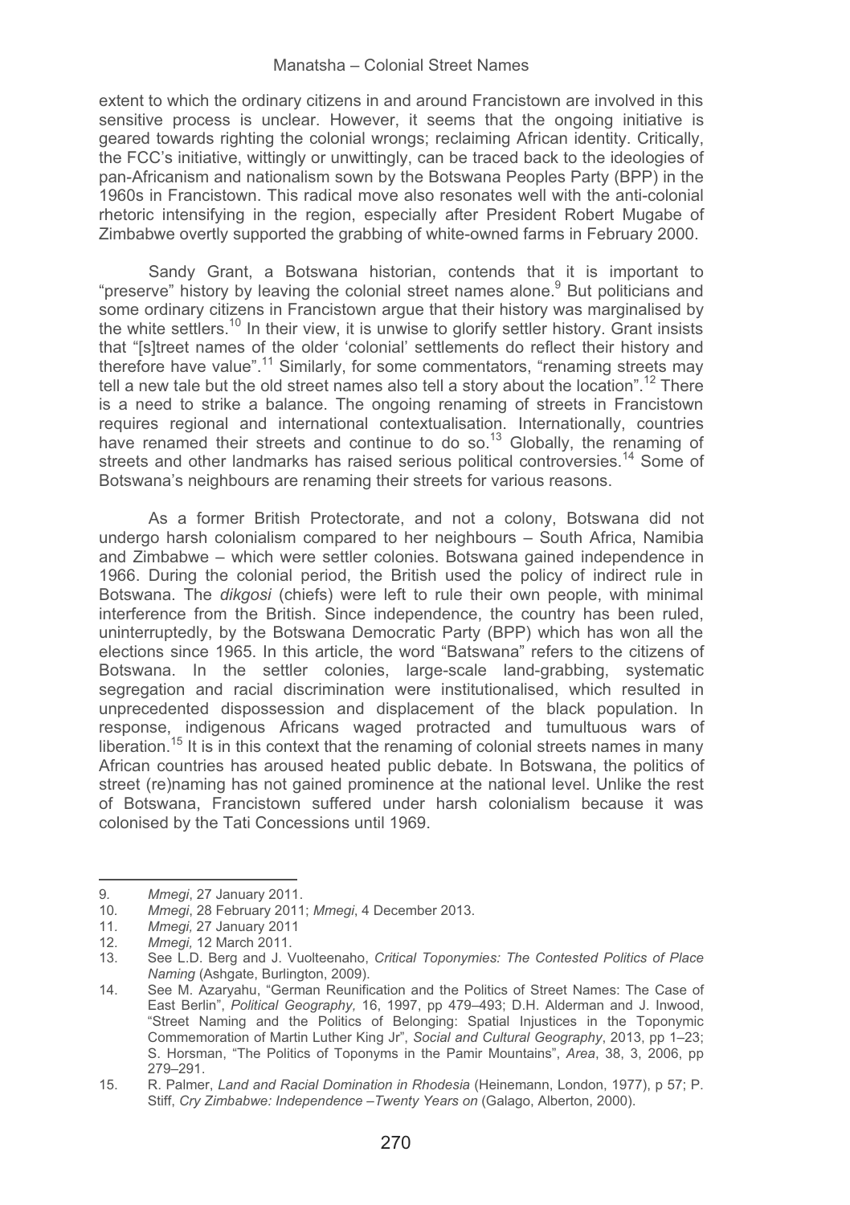extent to which the ordinary citizens in and around Francistown are involved in this sensitive process is unclear. However, it seems that the ongoing initiative is geared towards righting the colonial wrongs; reclaiming African identity. Critically, the FCC's initiative, wittingly or unwittingly, can be traced back to the ideologies of pan-Africanism and nationalism sown by the Botswana Peoples Party (BPP) in the 1960s in Francistown. This radical move also resonates well with the anti-colonial rhetoric intensifying in the region, especially after President Robert Mugabe of Zimbabwe overtly supported the grabbing of white-owned farms in February 2000.

Sandy Grant, a Botswana historian, contends that it is important to "preserve" history by leaving the colonial street names alone.[9] But politicians and some ordinary citizens in Francistown argue that their history was marginalised by the white settlers.[10] In their view, it is unwise to glorify settler history. Grant insists that "[s]treet names of the older 'colonial' settlements do reflect their history and therefore have value".[11] Similarly, for some commentators, "renaming streets may tell a new tale but the old street names also tell a story about the location".[12] There is a need to strike a balance. The ongoing renaming of streets in Francistown requires regional and international contextualisation. Internationally, countries have renamed their streets and continue to do so.[13] Globally, the renaming of streets and other landmarks has raised serious political controversies.[14] Some of Botswana's neighbours are renaming their streets for various reasons.

As a former British Protectorate, and not a colony, Botswana did not undergo harsh colonialism compared to her neighbours – South Africa, Namibia and Zimbabwe – which were settler colonies. Botswana gained independence in 1966. During the colonial period, the British used the policy of indirect rule in Botswana. The *dikgosi* (chiefs) were left to rule their own people, with minimal interference from the British. Since independence, the country has been ruled, uninterruptedly, by the Botswana Democratic Party (BPP) which has won all the elections since 1965. In this article, the word "Batswana" refers to the citizens of Botswana. In the settler colonies, large-scale land-grabbing, systematic segregation and racial discrimination were institutionalised, which resulted in unprecedented dispossession and displacement of the black population. In response, indigenous Africans waged protracted and tumultuous wars of liberation.[15] It is in this context that the renaming of colonial streets names in many African countries has aroused heated public debate. In Botswana, the politics of street (re)naming has not gained prominence at the national level. Unlike the rest of Botswana, Francistown suffered under harsh colonialism because it was colonised by the Tati Concessions until 1969.

---

9. *Mmegi*, 27 January 2011.
10. *Mmegi*, 28 February 2011; *Mmegi*, 4 December 2013.
11. *Mmegi,* 27 January 2011
12. *Mmegi,* 12 March 2011.
13. See L.D. Berg and J. Vuolteenaho, *Critical Toponymies: The Contested Politics of Place Naming* (Ashgate, Burlington, 2009).
14. See M. Azaryahu, "German Reunification and the Politics of Street Names: The Case of East Berlin", *Political Geography,* 16, 1997, pp 479–493; D.H. Alderman and J. Inwood, "Street Naming and the Politics of Belonging: Spatial Injustices in the Toponymic Commemoration of Martin Luther King Jr", *Social and Cultural Geography*, 2013, pp 1–23; S. Horsman, "The Politics of Toponyms in the Pamir Mountains", *Area*, 38, 3, 2006, pp 279–291.
15. R. Palmer, *Land and Racial Domination in Rhodesia* (Heinemann, London, 1977), p 57; P. Stiff, *Cry Zimbabwe: Independence –Twenty Years on* (Galago, Alberton, 2000).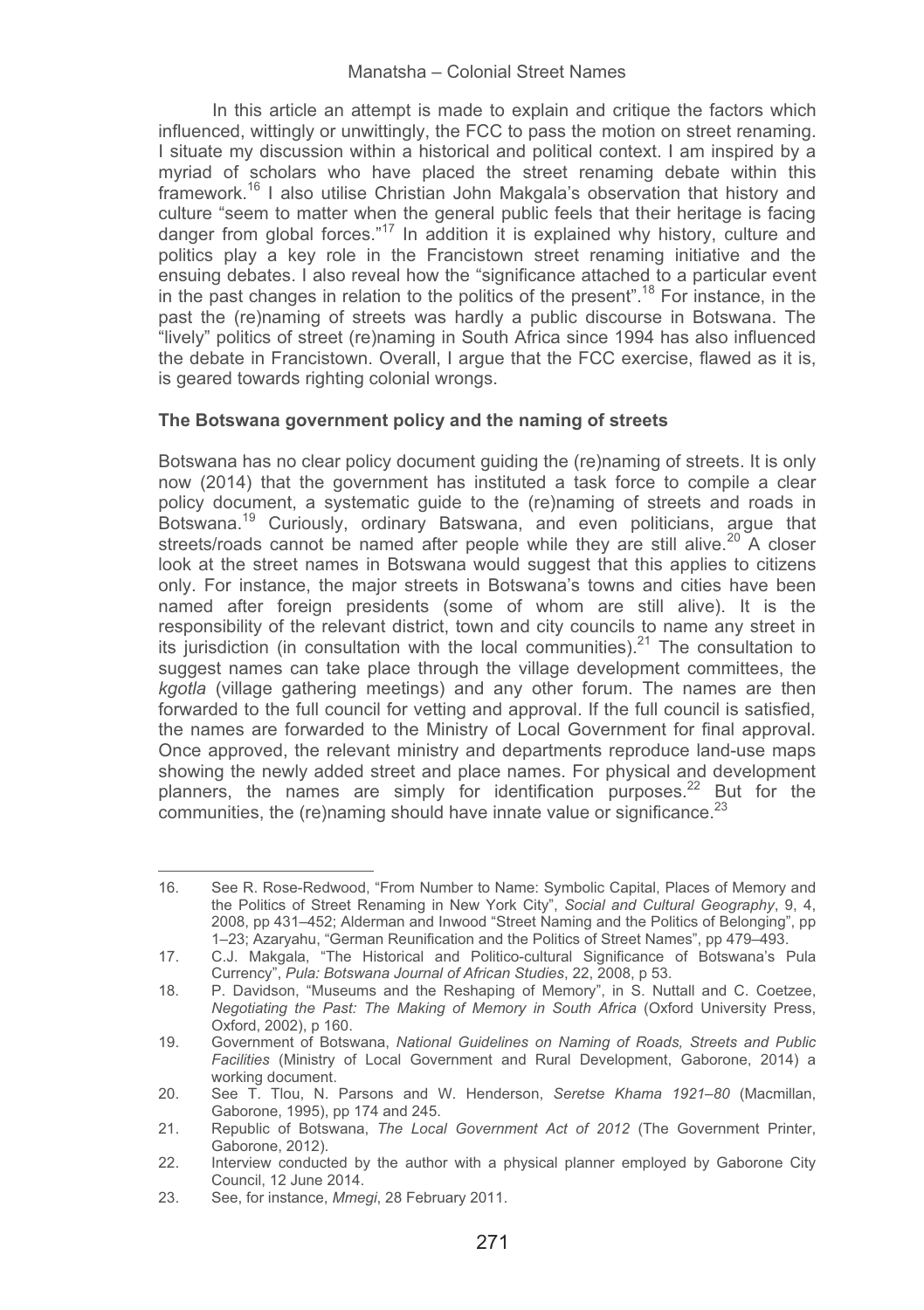In this article an attempt is made to explain and critique the factors which influenced, wittingly or unwittingly, the FCC to pass the motion on street renaming. I situate my discussion within a historical and political context. I am inspired by a myriad of scholars who have placed the street renaming debate within this framework.[16] I also utilise Christian John Makgala's observation that history and culture "seem to matter when the general public feels that their heritage is facing danger from global forces."[17] In addition it is explained why history, culture and politics play a key role in the Francistown street renaming initiative and the ensuing debates. I also reveal how the "significance attached to a particular event in the past changes in relation to the politics of the present".[18] For instance, in the past the (re)naming of streets was hardly a public discourse in Botswana. The "lively" politics of street (re)naming in South Africa since 1994 has also influenced the debate in Francistown. Overall, I argue that the FCC exercise, flawed as it is, is geared towards righting colonial wrongs.

## The Botswana government policy and the naming of streets

Botswana has no clear policy document guiding the (re)naming of streets. It is only now (2014) that the government has instituted a task force to compile a clear policy document, a systematic guide to the (re)naming of streets and roads in Botswana.[19] Curiously, ordinary Batswana, and even politicians, argue that streets/roads cannot be named after people while they are still alive.[20] A closer look at the street names in Botswana would suggest that this applies to citizens only. For instance, the major streets in Botswana's towns and cities have been named after foreign presidents (some of whom are still alive). It is the responsibility of the relevant district, town and city councils to name any street in its jurisdiction (in consultation with the local communities).[21] The consultation to suggest names can take place through the village development committees, the *kgotla* (village gathering meetings) and any other forum. The names are then forwarded to the full council for vetting and approval. If the full council is satisfied, the names are forwarded to the Ministry of Local Government for final approval. Once approved, the relevant ministry and departments reproduce land-use maps showing the newly added street and place names. For physical and development planners, the names are simply for identification purposes.[22] But for the communities, the (re)naming should have innate value or significance.[23]

---

16. See R. Rose-Redwood, "From Number to Name: Symbolic Capital, Places of Memory and the Politics of Street Renaming in New York City", *Social and Cultural Geography*, 9, 4, 2008, pp 431–452; Alderman and Inwood "Street Naming and the Politics of Belonging", pp 1–23; Azaryahu, "German Reunification and the Politics of Street Names", pp 479–493.
17. C.J. Makgala, "The Historical and Politico-cultural Significance of Botswana's Pula Currency", *Pula: Botswana Journal of African Studies*, 22, 2008, p 53.
18. P. Davidson, "Museums and the Reshaping of Memory", in S. Nuttall and C. Coetzee, *Negotiating the Past: The Making of Memory in South Africa* (Oxford University Press, Oxford, 2002), p 160.
19. Government of Botswana, *National Guidelines on Naming of Roads, Streets and Public Facilities* (Ministry of Local Government and Rural Development, Gaborone, 2014) a working document.
20. See T. Tlou, N. Parsons and W. Henderson, *Seretse Khama 1921–80* (Macmillan, Gaborone, 1995), pp 174 and 245.
21. Republic of Botswana, *The Local Government Act of 2012* (The Government Printer, Gaborone, 2012).
22. Interview conducted by the author with a physical planner employed by Gaborone City Council, 12 June 2014.
23. See, for instance, *Mmegi*, 28 February 2011.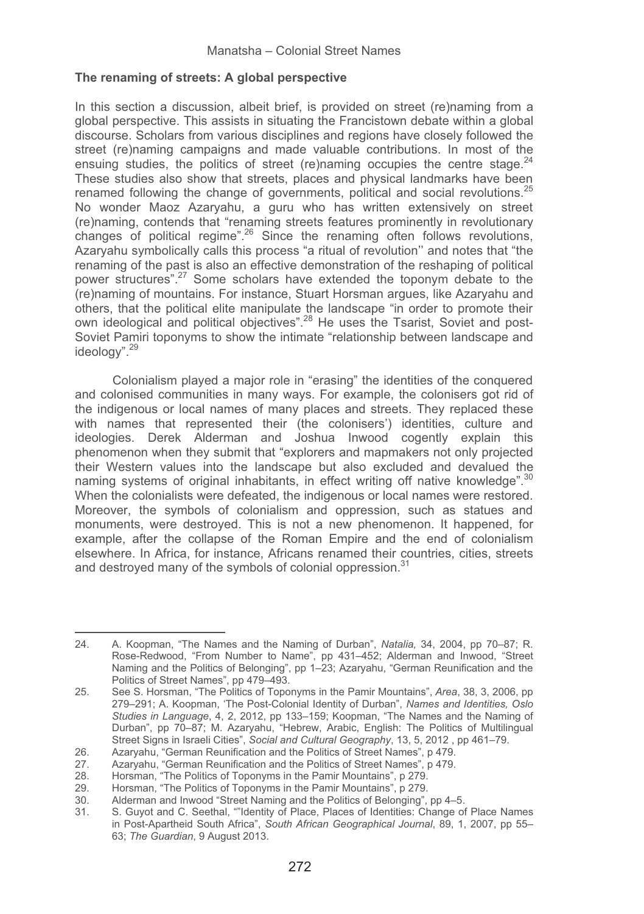### The renaming of streets: A global perspective

In this section a discussion, albeit brief, is provided on street (re)naming from a global perspective. This assists in situating the Francistown debate within a global discourse. Scholars from various disciplines and regions have closely followed the street (re)naming campaigns and made valuable contributions. In most of the ensuing studies, the politics of street (re)naming occupies the centre stage.[24] These studies also show that streets, places and physical landmarks have been renamed following the change of governments, political and social revolutions.[25] No wonder Maoz Azaryahu, a guru who has written extensively on street (re)naming, contends that "renaming streets features prominently in revolutionary changes of political regime".[26] Since the renaming often follows revolutions, Azaryahu symbolically calls this process "a ritual of revolution'' and notes that "the renaming of the past is also an effective demonstration of the reshaping of political power structures".[27] Some scholars have extended the toponym debate to the (re)naming of mountains. For instance, Stuart Horsman argues, like Azaryahu and others, that the political elite manipulate the landscape "in order to promote their own ideological and political objectives".[28] He uses the Tsarist, Soviet and post-Soviet Pamiri toponyms to show the intimate "relationship between landscape and ideology".[29]

Colonialism played a major role in "erasing" the identities of the conquered and colonised communities in many ways. For example, the colonisers got rid of the indigenous or local names of many places and streets. They replaced these with names that represented their (the colonisers') identities, culture and ideologies. Derek Alderman and Joshua Inwood cogently explain this phenomenon when they submit that "explorers and mapmakers not only projected their Western values into the landscape but also excluded and devalued the naming systems of original inhabitants, in effect writing off native knowledge".[30] When the colonialists were defeated, the indigenous or local names were restored. Moreover, the symbols of colonialism and oppression, such as statues and monuments, were destroyed. This is not a new phenomenon. It happened, for example, after the collapse of the Roman Empire and the end of colonialism elsewhere. In Africa, for instance, Africans renamed their countries, cities, streets and destroyed many of the symbols of colonial oppression.[31]

---

24. A. Koopman, "The Names and the Naming of Durban", *Natalia,* 34, 2004, pp 70–87; R. Rose-Redwood, "From Number to Name", pp 431–452; Alderman and Inwood, "Street Naming and the Politics of Belonging", pp 1–23; Azaryahu, "German Reunification and the Politics of Street Names", pp 479–493.
25. See S. Horsman, "The Politics of Toponyms in the Pamir Mountains", *Area*, 38, 3, 2006, pp 279–291; A. Koopman, 'The Post-Colonial Identity of Durban", *Names and Identities, Oslo Studies in Language*, 4, 2, 2012, pp 133–159; Koopman, "The Names and the Naming of Durban", pp 70–87; M. Azaryahu, "Hebrew, Arabic, English: The Politics of Multilingual Street Signs in Israeli Cities", *Social and Cultural Geography*, 13, 5, 2012 , pp 461–79.
26. Azaryahu, "German Reunification and the Politics of Street Names", p 479.
27. Azaryahu, "German Reunification and the Politics of Street Names", p 479.
28. Horsman, "The Politics of Toponyms in the Pamir Mountains", p 279.
29. Horsman, "The Politics of Toponyms in the Pamir Mountains", p 279.
30. Alderman and Inwood "Street Naming and the Politics of Belonging", pp 4–5.
31. S. Guyot and C. Seethal, ""Identity of Place, Places of Identities: Change of Place Names in Post-Apartheid South Africa", *South African Geographical Journal*, 89, 1, 2007, pp 55–63; *The Guardian*, 9 August 2013.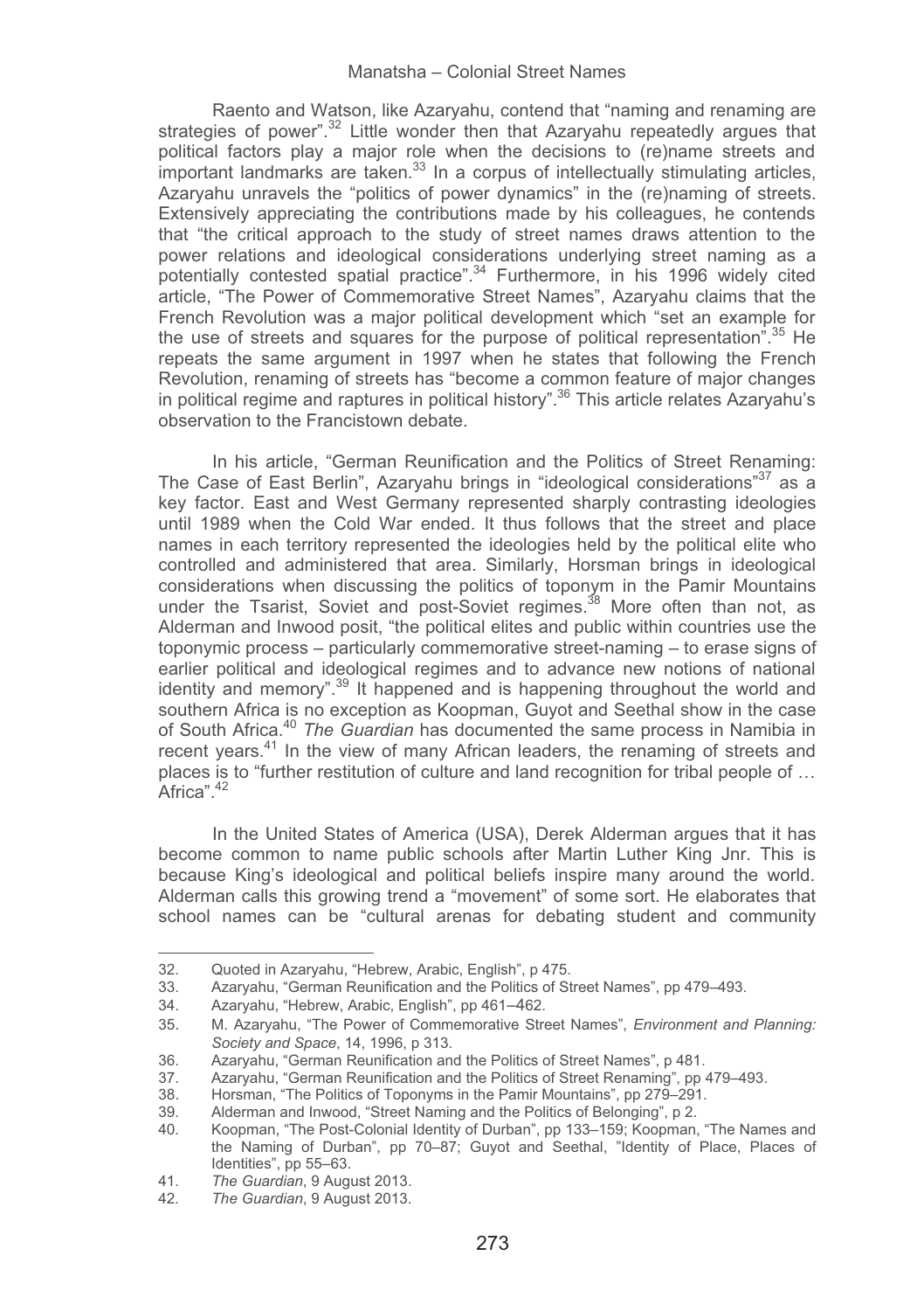Raento and Watson, like Azaryahu, contend that "naming and renaming are strategies of power".[32] Little wonder then that Azaryahu repeatedly argues that political factors play a major role when the decisions to (re)name streets and important landmarks are taken.[33] In a corpus of intellectually stimulating articles, Azaryahu unravels the "politics of power dynamics" in the (re)naming of streets. Extensively appreciating the contributions made by his colleagues, he contends that "the critical approach to the study of street names draws attention to the power relations and ideological considerations underlying street naming as a potentially contested spatial practice".[34] Furthermore, in his 1996 widely cited article, "The Power of Commemorative Street Names", Azaryahu claims that the French Revolution was a major political development which "set an example for the use of streets and squares for the purpose of political representation".[35] He repeats the same argument in 1997 when he states that following the French Revolution, renaming of streets has "become a common feature of major changes in political regime and raptures in political history".[36] This article relates Azaryahu's observation to the Francistown debate.

In his article, "German Reunification and the Politics of Street Renaming: The Case of East Berlin", Azaryahu brings in "ideological considerations"[37] as a key factor. East and West Germany represented sharply contrasting ideologies until 1989 when the Cold War ended. It thus follows that the street and place names in each territory represented the ideologies held by the political elite who controlled and administered that area. Similarly, Horsman brings in ideological considerations when discussing the politics of toponym in the Pamir Mountains under the Tsarist, Soviet and post-Soviet regimes.[38] More often than not, as Alderman and Inwood posit, "the political elites and public within countries use the toponymic process – particularly commemorative street-naming – to erase signs of earlier political and ideological regimes and to advance new notions of national identity and memory".[39] It happened and is happening throughout the world and southern Africa is no exception as Koopman, Guyot and Seethal show in the case of South Africa.[40] *The Guardian* has documented the same process in Namibia in recent years.[41] In the view of many African leaders, the renaming of streets and places is to "further restitution of culture and land recognition for tribal people of … Africa".[42]

In the United States of America (USA), Derek Alderman argues that it has become common to name public schools after Martin Luther King Jnr. This is because King's ideological and political beliefs inspire many around the world. Alderman calls this growing trend a "movement" of some sort. He elaborates that school names can be "cultural arenas for debating student and community

---

32. Quoted in Azaryahu, "Hebrew, Arabic, English", p 475.
33. Azaryahu, "German Reunification and the Politics of Street Names", pp 479–493.
34. Azaryahu, "Hebrew, Arabic, English", pp 461–462.
35. M. Azaryahu, "The Power of Commemorative Street Names", *Environment and Planning: Society and Space*, 14, 1996, p 313.
36. Azaryahu, "German Reunification and the Politics of Street Names", p 481.
37. Azaryahu, "German Reunification and the Politics of Street Renaming", pp 479–493.
38. Horsman, "The Politics of Toponyms in the Pamir Mountains", pp 279–291.
39. Alderman and Inwood, "Street Naming and the Politics of Belonging", p 2.
40. Koopman, "The Post-Colonial Identity of Durban", pp 133–159; Koopman, "The Names and the Naming of Durban", pp 70–87; Guyot and Seethal, "Identity of Place, Places of Identities", pp 55–63.
41. *The Guardian*, 9 August 2013.
42. *The Guardian*, 9 August 2013.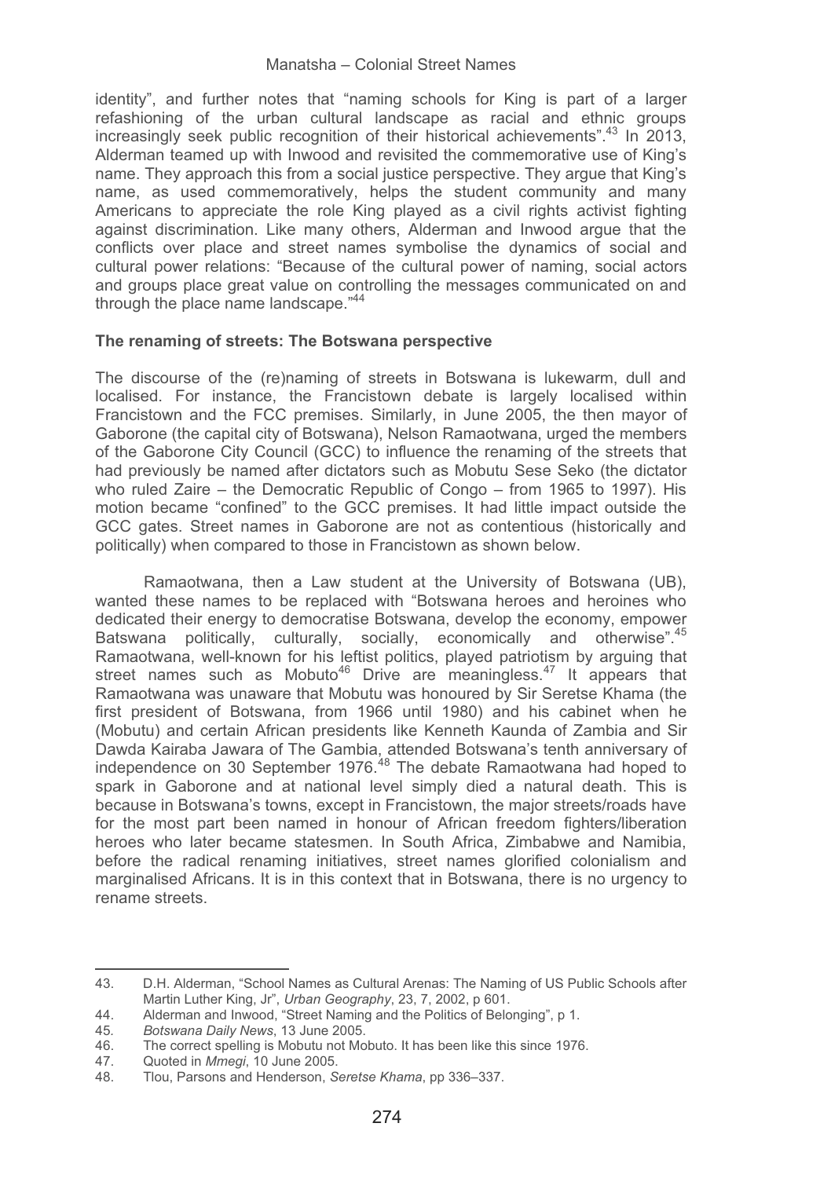identity", and further notes that "naming schools for King is part of a larger refashioning of the urban cultural landscape as racial and ethnic groups increasingly seek public recognition of their historical achievements".[43] In 2013, Alderman teamed up with Inwood and revisited the commemorative use of King's name. They approach this from a social justice perspective. They argue that King's name, as used commemoratively, helps the student community and many Americans to appreciate the role King played as a civil rights activist fighting against discrimination. Like many others, Alderman and Inwood argue that the conflicts over place and street names symbolise the dynamics of social and cultural power relations: "Because of the cultural power of naming, social actors and groups place great value on controlling the messages communicated on and through the place name landscape."[44]

### The renaming of streets: The Botswana perspective

The discourse of the (re)naming of streets in Botswana is lukewarm, dull and localised. For instance, the Francistown debate is largely localised within Francistown and the FCC premises. Similarly, in June 2005, the then mayor of Gaborone (the capital city of Botswana), Nelson Ramaotwana, urged the members of the Gaborone City Council (GCC) to influence the renaming of the streets that had previously be named after dictators such as Mobutu Sese Seko (the dictator who ruled Zaire – the Democratic Republic of Congo – from 1965 to 1997). His motion became "confined" to the GCC premises. It had little impact outside the GCC gates. Street names in Gaborone are not as contentious (historically and politically) when compared to those in Francistown as shown below.

Ramaotwana, then a Law student at the University of Botswana (UB), wanted these names to be replaced with "Botswana heroes and heroines who dedicated their energy to democratise Botswana, develop the economy, empower Batswana politically, culturally, socially, economically and otherwise".[45] Ramaotwana, well-known for his leftist politics, played patriotism by arguing that street names such as Mobuto[46] Drive are meaningless.[47] It appears that Ramaotwana was unaware that Mobutu was honoured by Sir Seretse Khama (the first president of Botswana, from 1966 until 1980) and his cabinet when he (Mobutu) and certain African presidents like Kenneth Kaunda of Zambia and Sir Dawda Kairaba Jawara of The Gambia, attended Botswana's tenth anniversary of independence on 30 September 1976.[48] The debate Ramaotwana had hoped to spark in Gaborone and at national level simply died a natural death. This is because in Botswana's towns, except in Francistown, the major streets/roads have for the most part been named in honour of African freedom fighters/liberation heroes who later became statesmen. In South Africa, Zimbabwe and Namibia, before the radical renaming initiatives, street names glorified colonialism and marginalised Africans. It is in this context that in Botswana, there is no urgency to rename streets.

---

43. D.H. Alderman, "School Names as Cultural Arenas: The Naming of US Public Schools after Martin Luther King, Jr", *Urban Geography*, 23, 7, 2002, p 601.
44. Alderman and Inwood, "Street Naming and the Politics of Belonging", p 1.
45. *Botswana Daily News*, 13 June 2005.
46. The correct spelling is Mobutu not Mobuto. It has been like this since 1976.
47. Quoted in *Mmegi*, 10 June 2005.
48. Tlou, Parsons and Henderson, *Seretse Khama*, pp 336–337.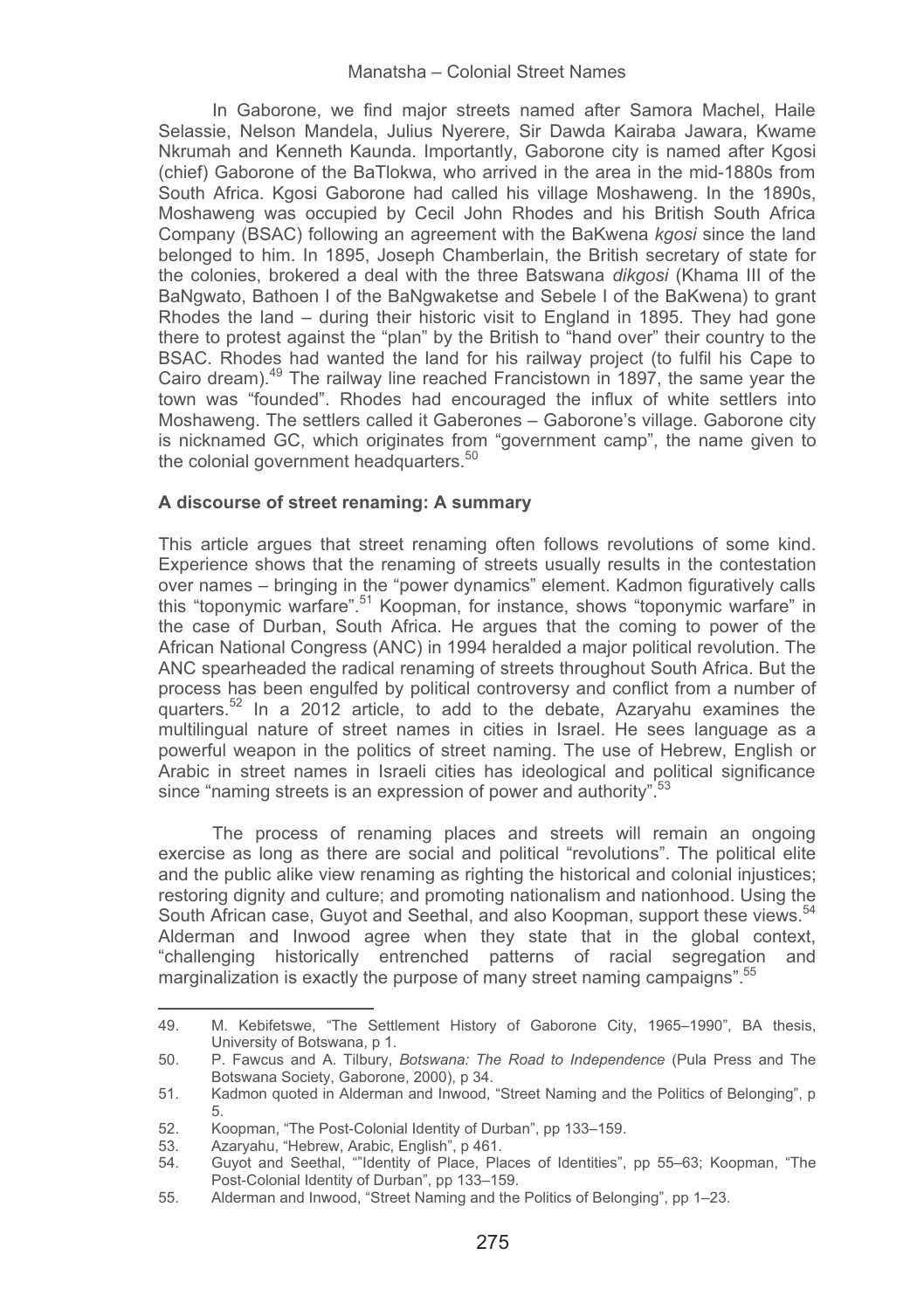In Gaborone, we find major streets named after Samora Machel, Haile Selassie, Nelson Mandela, Julius Nyerere, Sir Dawda Kairaba Jawara, Kwame Nkrumah and Kenneth Kaunda. Importantly, Gaborone city is named after Kgosi (chief) Gaborone of the BaTlokwa, who arrived in the area in the mid-1880s from South Africa. Kgosi Gaborone had called his village Moshaweng. In the 1890s, Moshaweng was occupied by Cecil John Rhodes and his British South Africa Company (BSAC) following an agreement with the BaKwena *kgosi* since the land belonged to him. In 1895, Joseph Chamberlain, the British secretary of state for the colonies, brokered a deal with the three Batswana *dikgosi* (Khama III of the BaNgwato, Bathoen I of the BaNgwaketse and Sebele I of the BaKwena) to grant Rhodes the land – during their historic visit to England in 1895. They had gone there to protest against the "plan" by the British to "hand over" their country to the BSAC. Rhodes had wanted the land for his railway project (to fulfil his Cape to Cairo dream).[49] The railway line reached Francistown in 1897, the same year the town was "founded". Rhodes had encouraged the influx of white settlers into Moshaweng. The settlers called it Gaberones – Gaborone's village. Gaborone city is nicknamed GC, which originates from "government camp", the name given to the colonial government headquarters.[50]

### A discourse of street renaming: A summary

This article argues that street renaming often follows revolutions of some kind. Experience shows that the renaming of streets usually results in the contestation over names – bringing in the "power dynamics" element. Kadmon figuratively calls this "toponymic warfare".[51] Koopman, for instance, shows "toponymic warfare" in the case of Durban, South Africa. He argues that the coming to power of the African National Congress (ANC) in 1994 heralded a major political revolution. The ANC spearheaded the radical renaming of streets throughout South Africa. But the process has been engulfed by political controversy and conflict from a number of quarters.[52] In a 2012 article, to add to the debate, Azaryahu examines the multilingual nature of street names in cities in Israel. He sees language as a powerful weapon in the politics of street naming. The use of Hebrew, English or Arabic in street names in Israeli cities has ideological and political significance since "naming streets is an expression of power and authority".[53]

The process of renaming places and streets will remain an ongoing exercise as long as there are social and political "revolutions". The political elite and the public alike view renaming as righting the historical and colonial injustices; restoring dignity and culture; and promoting nationalism and nationhood. Using the South African case, Guyot and Seethal, and also Koopman, support these views.[54] Alderman and Inwood agree when they state that in the global context, "challenging historically entrenched patterns of racial segregation and marginalization is exactly the purpose of many street naming campaigns".[55]

---

49. M. Kebifetswe, "The Settlement History of Gaborone City, 1965–1990", BA thesis, University of Botswana, p 1.
50. P. Fawcus and A. Tilbury, *Botswana: The Road to Independence* (Pula Press and The Botswana Society, Gaborone, 2000), p 34.
51. Kadmon quoted in Alderman and Inwood, "Street Naming and the Politics of Belonging", p 5.
52. Koopman, "The Post-Colonial Identity of Durban", pp 133–159.
53. Azaryahu, "Hebrew, Arabic, English", p 461.
54. Guyot and Seethal, ""Identity of Place, Places of Identities", pp 55–63; Koopman, "The Post-Colonial Identity of Durban", pp 133–159.
55. Alderman and Inwood, "Street Naming and the Politics of Belonging", pp 1–23.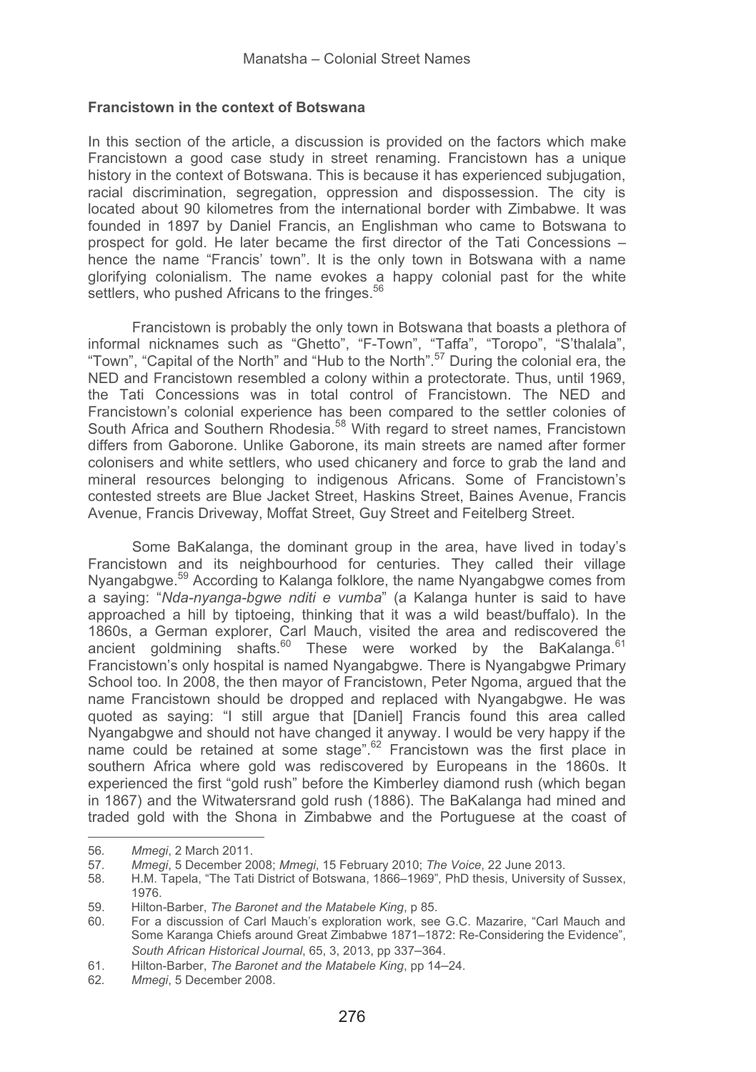**Francistown in the context of Botswana**

In this section of the article, a discussion is provided on the factors which make Francistown a good case study in street renaming. Francistown has a unique history in the context of Botswana. This is because it has experienced subjugation, racial discrimination, segregation, oppression and dispossession. The city is located about 90 kilometres from the international border with Zimbabwe. It was founded in 1897 by Daniel Francis, an Englishman who came to Botswana to prospect for gold. He later became the first director of the Tati Concessions – hence the name "Francis' town". It is the only town in Botswana with a name glorifying colonialism. The name evokes a happy colonial past for the white settlers, who pushed Africans to the fringes.[56]

Francistown is probably the only town in Botswana that boasts a plethora of informal nicknames such as "Ghetto", "F-Town", "Taffa", "Toropo", "S'thalala", "Town", "Capital of the North" and "Hub to the North".[57] During the colonial era, the NED and Francistown resembled a colony within a protectorate. Thus, until 1969, the Tati Concessions was in total control of Francistown. The NED and Francistown's colonial experience has been compared to the settler colonies of South Africa and Southern Rhodesia.[58] With regard to street names, Francistown differs from Gaborone. Unlike Gaborone, its main streets are named after former colonisers and white settlers, who used chicanery and force to grab the land and mineral resources belonging to indigenous Africans. Some of Francistown's contested streets are Blue Jacket Street, Haskins Street, Baines Avenue, Francis Avenue, Francis Driveway, Moffat Street, Guy Street and Feitelberg Street.

Some BaKalanga, the dominant group in the area, have lived in today's Francistown and its neighbourhood for centuries. They called their village Nyangabgwe.[59] According to Kalanga folklore, the name Nyangabgwe comes from a saying: "*Nda-nyanga-bgwe nditi e vumba*" (a Kalanga hunter is said to have approached a hill by tiptoeing, thinking that it was a wild beast/buffalo). In the 1860s, a German explorer, Carl Mauch, visited the area and rediscovered the ancient goldmining shafts.[60] These were worked by the BaKalanga.[61] Francistown's only hospital is named Nyangabgwe. There is Nyangabgwe Primary School too. In 2008, the then mayor of Francistown, Peter Ngoma, argued that the name Francistown should be dropped and replaced with Nyangabgwe. He was quoted as saying: "I still argue that [Daniel] Francis found this area called Nyangabgwe and should not have changed it anyway. I would be very happy if the name could be retained at some stage".[62] Francistown was the first place in southern Africa where gold was rediscovered by Europeans in the 1860s. It experienced the first "gold rush" before the Kimberley diamond rush (which began in 1867) and the Witwatersrand gold rush (1886). The BaKalanga had mined and traded gold with the Shona in Zimbabwe and the Portuguese at the coast of

---

56. *Mmegi*, 2 March 2011.
57. *Mmegi*, 5 December 2008; *Mmegi*, 15 February 2010; *The Voice*, 22 June 2013.
58. H.M. Tapela, "The Tati District of Botswana, 1866–1969", PhD thesis, University of Sussex, 1976.
59. Hilton-Barber, *The Baronet and the Matabele King*, p 85.
60. For a discussion of Carl Mauch's exploration work, see G.C. Mazarire, "Carl Mauch and Some Karanga Chiefs around Great Zimbabwe 1871–1872: Re-Considering the Evidence", *South African Historical Journal*, 65, 3, 2013, pp 337–364.
61. Hilton-Barber, *The Baronet and the Matabele King*, pp 14–24.
62. *Mmegi*, 5 December 2008.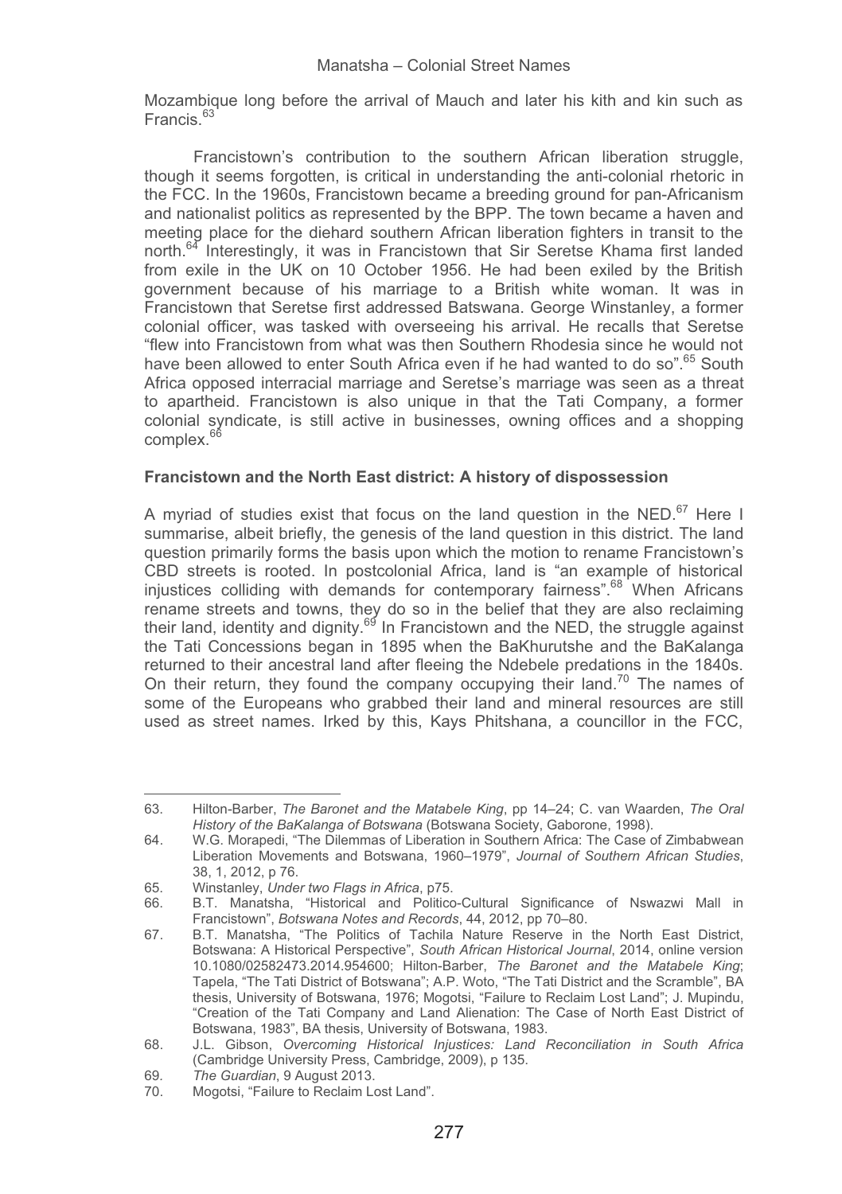Mozambique long before the arrival of Mauch and later his kith and kin such as Francis.[63]

Francistown's contribution to the southern African liberation struggle, though it seems forgotten, is critical in understanding the anti-colonial rhetoric in the FCC. In the 1960s, Francistown became a breeding ground for pan-Africanism and nationalist politics as represented by the BPP. The town became a haven and meeting place for the diehard southern African liberation fighters in transit to the north.[64] Interestingly, it was in Francistown that Sir Seretse Khama first landed from exile in the UK on 10 October 1956. He had been exiled by the British government because of his marriage to a British white woman. It was in Francistown that Seretse first addressed Batswana. George Winstanley, a former colonial officer, was tasked with overseeing his arrival. He recalls that Seretse "flew into Francistown from what was then Southern Rhodesia since he would not have been allowed to enter South Africa even if he had wanted to do so".[65] South Africa opposed interracial marriage and Seretse's marriage was seen as a threat to apartheid. Francistown is also unique in that the Tati Company, a former colonial syndicate, is still active in businesses, owning offices and a shopping complex.[66]

**Francistown and the North East district: A history of dispossession**

A myriad of studies exist that focus on the land question in the NED.[67] Here I summarise, albeit briefly, the genesis of the land question in this district. The land question primarily forms the basis upon which the motion to rename Francistown's CBD streets is rooted. In postcolonial Africa, land is "an example of historical injustices colliding with demands for contemporary fairness".[68] When Africans rename streets and towns, they do so in the belief that they are also reclaiming their land, identity and dignity.[69] In Francistown and the NED, the struggle against the Tati Concessions began in 1895 when the BaKhurutshe and the BaKalanga returned to their ancestral land after fleeing the Ndebele predations in the 1840s. On their return, they found the company occupying their land.[70] The names of some of the Europeans who grabbed their land and mineral resources are still used as street names. Irked by this, Kays Phitshana, a councillor in the FCC,

---

63. Hilton-Barber, *The Baronet and the Matabele King*, pp 14–24; C. van Waarden, *The Oral History of the BaKalanga of Botswana* (Botswana Society, Gaborone, 1998).
64. W.G. Morapedi, "The Dilemmas of Liberation in Southern Africa: The Case of Zimbabwean Liberation Movements and Botswana, 1960–1979", *Journal of Southern African Studies*, 38, 1, 2012, p 76.
65. Winstanley, *Under two Flags in Africa*, p75.
66. B.T. Manatsha, "Historical and Politico-Cultural Significance of Nswazwi Mall in Francistown", *Botswana Notes and Records*, 44, 2012, pp 70–80.
67. B.T. Manatsha, "The Politics of Tachila Nature Reserve in the North East District, Botswana: A Historical Perspective", *South African Historical Journal*, 2014, online version 10.1080/02582473.2014.954600; Hilton-Barber, *The Baronet and the Matabele King*; Tapela, "The Tati District of Botswana"; A.P. Woto, "The Tati District and the Scramble", BA thesis, University of Botswana, 1976; Mogotsi, "Failure to Reclaim Lost Land"; J. Mupindu, "Creation of the Tati Company and Land Alienation: The Case of North East District of Botswana, 1983", BA thesis, University of Botswana, 1983.
68. J.L. Gibson, *Overcoming Historical Injustices: Land Reconciliation in South Africa* (Cambridge University Press, Cambridge, 2009), p 135.
69. *The Guardian*, 9 August 2013.
70. Mogotsi, "Failure to Reclaim Lost Land".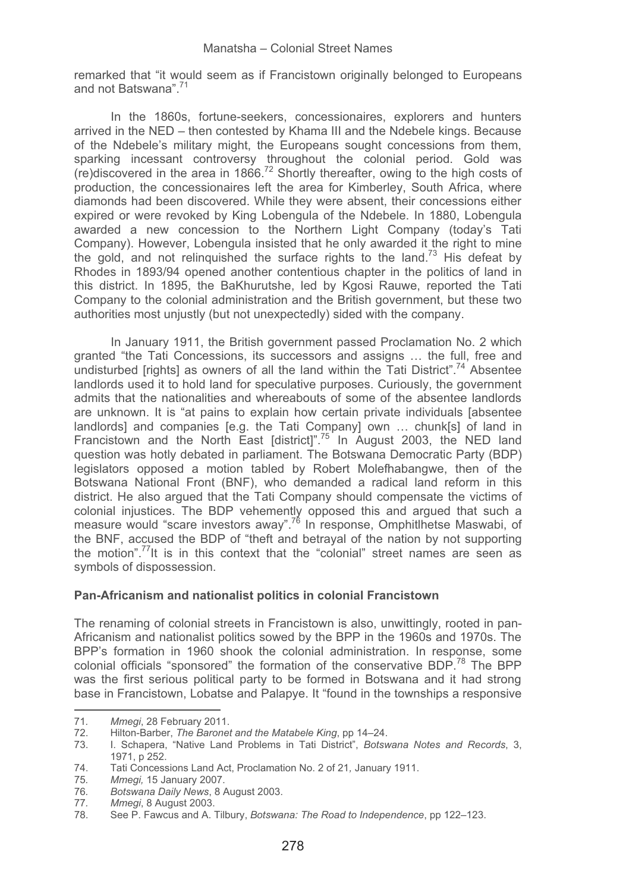remarked that "it would seem as if Francistown originally belonged to Europeans and not Batswana".[71]

In the 1860s, fortune-seekers, concessionaires, explorers and hunters arrived in the NED – then contested by Khama III and the Ndebele kings. Because of the Ndebele's military might, the Europeans sought concessions from them, sparking incessant controversy throughout the colonial period. Gold was (re)discovered in the area in 1866.[72] Shortly thereafter, owing to the high costs of production, the concessionaires left the area for Kimberley, South Africa, where diamonds had been discovered. While they were absent, their concessions either expired or were revoked by King Lobengula of the Ndebele. In 1880, Lobengula awarded a new concession to the Northern Light Company (today's Tati Company). However, Lobengula insisted that he only awarded it the right to mine the gold, and not relinquished the surface rights to the land.[73] His defeat by Rhodes in 1893/94 opened another contentious chapter in the politics of land in this district. In 1895, the BaKhurutshe, led by Kgosi Rauwe, reported the Tati Company to the colonial administration and the British government, but these two authorities most unjustly (but not unexpectedly) sided with the company.

In January 1911, the British government passed Proclamation No. 2 which granted "the Tati Concessions, its successors and assigns … the full, free and undisturbed [rights] as owners of all the land within the Tati District".[74] Absentee landlords used it to hold land for speculative purposes. Curiously, the government admits that the nationalities and whereabouts of some of the absentee landlords are unknown. It is "at pains to explain how certain private individuals [absentee landlords] and companies [e.g. the Tati Company] own … chunk[s] of land in Francistown and the North East [district]".[75] In August 2003, the NED land question was hotly debated in parliament. The Botswana Democratic Party (BDP) legislators opposed a motion tabled by Robert Molefhabangwe, then of the Botswana National Front (BNF), who demanded a radical land reform in this district. He also argued that the Tati Company should compensate the victims of colonial injustices. The BDP vehemently opposed this and argued that such a measure would "scare investors away".[76] In response, Omphitlhetse Maswabi, of the BNF, accused the BDP of "theft and betrayal of the nation by not supporting the motion".[77] It is in this context that the "colonial" street names are seen as symbols of dispossession.

**Pan-Africanism and nationalist politics in colonial Francistown**

The renaming of colonial streets in Francistown is also, unwittingly, rooted in pan-Africanism and nationalist politics sowed by the BPP in the 1960s and 1970s. The BPP's formation in 1960 shook the colonial administration. In response, some colonial officials "sponsored" the formation of the conservative BDP.[78] The BPP was the first serious political party to be formed in Botswana and it had strong base in Francistown, Lobatse and Palapye. It "found in the townships a responsive

71. *Mmegi*, 28 February 2011.
72. Hilton-Barber, *The Baronet and the Matabele King*, pp 14–24.
73. I. Schapera, "Native Land Problems in Tati District", *Botswana Notes and Records*, 3, 1971, p 252.
74. Tati Concessions Land Act, Proclamation No. 2 of 21, January 1911.
75. *Mmegi,* 15 January 2007.
76. *Botswana Daily News*, 8 August 2003.
77. *Mmegi*, 8 August 2003.
78. See P. Fawcus and A. Tilbury, *Botswana: The Road to Independence*, pp 122–123.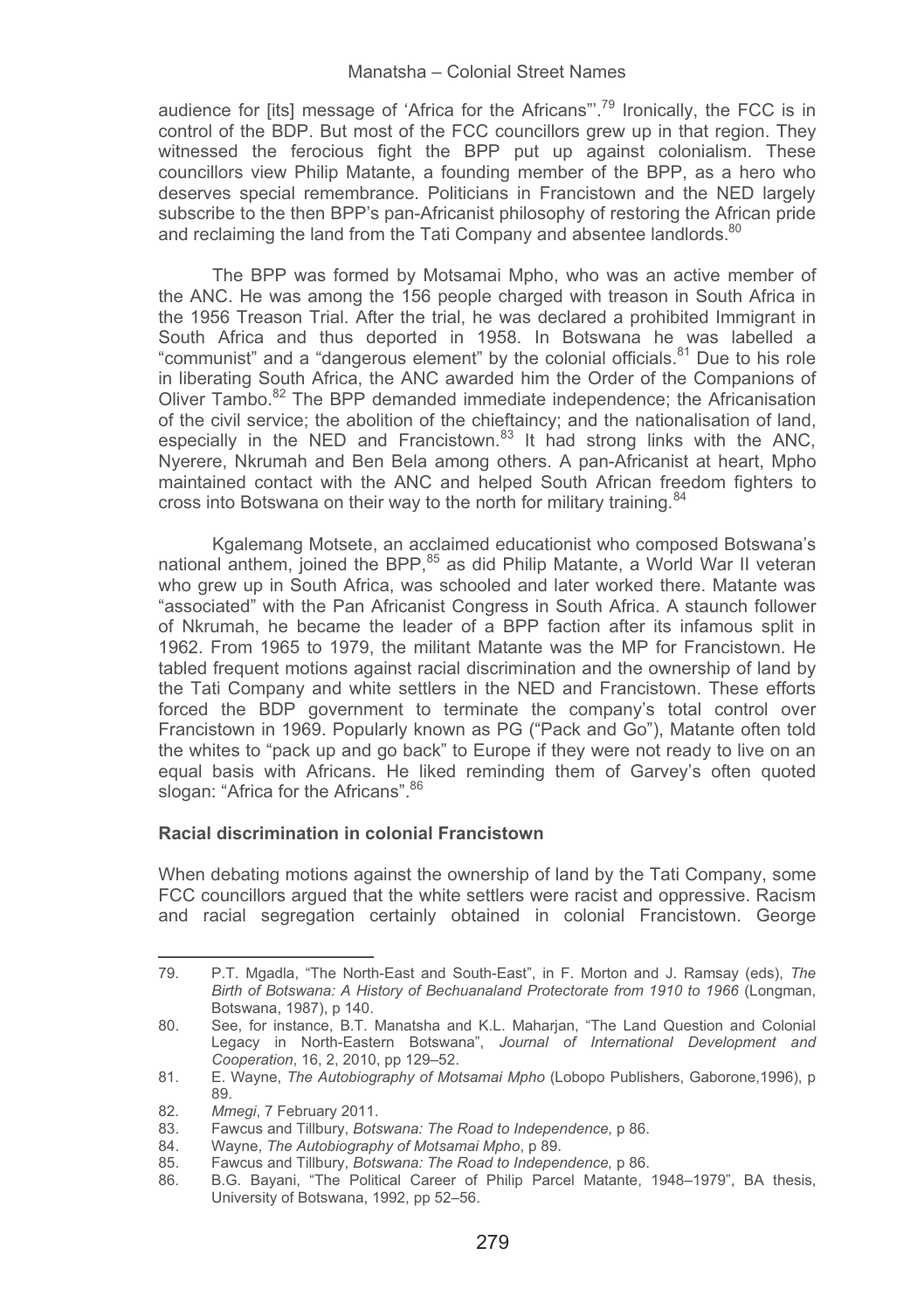audience for [its] message of 'Africa for the Africans'".[79] Ironically, the FCC is in control of the BDP. But most of the FCC councillors grew up in that region. They witnessed the ferocious fight the BPP put up against colonialism. These councillors view Philip Matante, a founding member of the BPP, as a hero who deserves special remembrance. Politicians in Francistown and the NED largely subscribe to the then BPP's pan-Africanist philosophy of restoring the African pride and reclaiming the land from the Tati Company and absentee landlords.[80]

The BPP was formed by Motsamai Mpho, who was an active member of the ANC. He was among the 156 people charged with treason in South Africa in the 1956 Treason Trial. After the trial, he was declared a prohibited Immigrant in South Africa and thus deported in 1958. In Botswana he was labelled a "communist" and a "dangerous element" by the colonial officials.[81] Due to his role in liberating South Africa, the ANC awarded him the Order of the Companions of Oliver Tambo.[82] The BPP demanded immediate independence; the Africanisation of the civil service; the abolition of the chieftaincy; and the nationalisation of land, especially in the NED and Francistown.[83] It had strong links with the ANC, Nyerere, Nkrumah and Ben Bela among others. A pan-Africanist at heart, Mpho maintained contact with the ANC and helped South African freedom fighters to cross into Botswana on their way to the north for military training.[84]

Kgalemang Motsete, an acclaimed educationist who composed Botswana's national anthem, joined the BPP,[85] as did Philip Matante, a World War II veteran who grew up in South Africa, was schooled and later worked there. Matante was "associated" with the Pan Africanist Congress in South Africa. A staunch follower of Nkrumah, he became the leader of a BPP faction after its infamous split in 1962. From 1965 to 1979, the militant Matante was the MP for Francistown. He tabled frequent motions against racial discrimination and the ownership of land by the Tati Company and white settlers in the NED and Francistown. These efforts forced the BDP government to terminate the company's total control over Francistown in 1969. Popularly known as PG ("Pack and Go"), Matante often told the whites to "pack up and go back" to Europe if they were not ready to live on an equal basis with Africans. He liked reminding them of Garvey's often quoted slogan: "Africa for the Africans".[86]

**Racial discrimination in colonial Francistown**

When debating motions against the ownership of land by the Tati Company, some FCC councillors argued that the white settlers were racist and oppressive. Racism and racial segregation certainly obtained in colonial Francistown. George

---

79. P.T. Mgadla, "The North-East and South-East", in F. Morton and J. Ramsay (eds), *The Birth of Botswana: A History of Bechuanaland Protectorate from 1910 to 1966* (Longman, Botswana, 1987), p 140.
80. See, for instance, B.T. Manatsha and K.L. Maharjan, "The Land Question and Colonial Legacy in North-Eastern Botswana", *Journal of International Development and Cooperation*, 16, 2, 2010, pp 129–52.
81. E. Wayne, *The Autobiography of Motsamai Mpho* (Lobopo Publishers, Gaborone,1996), p 89.
82. *Mmegi*, 7 February 2011.
83. Fawcus and Tillbury, *Botswana: The Road to Independence,* p 86.
84. Wayne, *The Autobiography of Motsamai Mpho*, p 89.
85. Fawcus and Tillbury, *Botswana: The Road to Independence,* p 86.
86. B.G. Bayani, "The Political Career of Philip Parcel Matante, 1948–1979", BA thesis, University of Botswana, 1992, pp 52–56.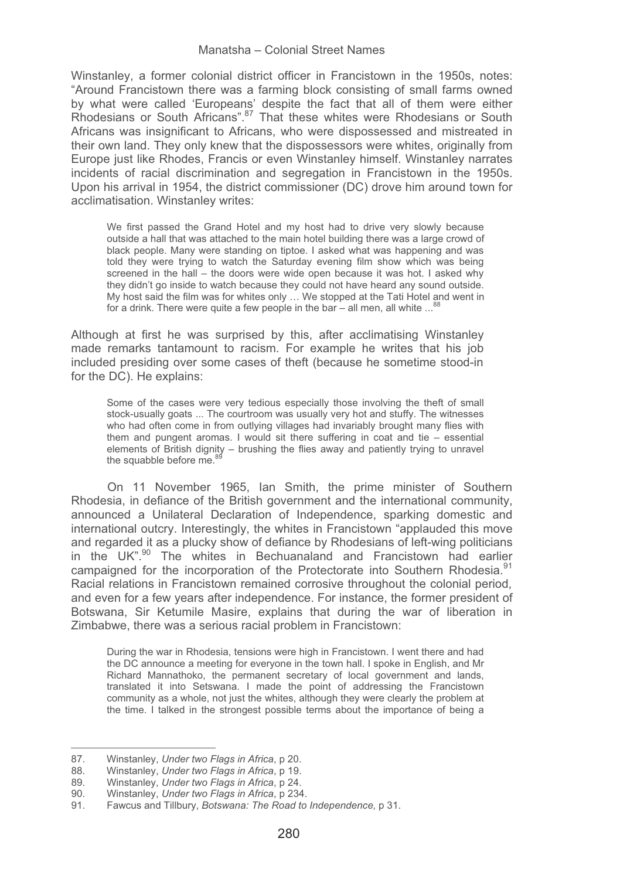Winstanley, a former colonial district officer in Francistown in the 1950s, notes: "Around Francistown there was a farming block consisting of small farms owned by what were called 'Europeans' despite the fact that all of them were either Rhodesians or South Africans".[87] That these whites were Rhodesians or South Africans was insignificant to Africans, who were dispossessed and mistreated in their own land. They only knew that the dispossessors were whites, originally from Europe just like Rhodes, Francis or even Winstanley himself. Winstanley narrates incidents of racial discrimination and segregation in Francistown in the 1950s. Upon his arrival in 1954, the district commissioner (DC) drove him around town for acclimatisation. Winstanley writes:

> We first passed the Grand Hotel and my host had to drive very slowly because outside a hall that was attached to the main hotel building there was a large crowd of black people. Many were standing on tiptoe. I asked what was happening and was told they were trying to watch the Saturday evening film show which was being screened in the hall – the doors were wide open because it was hot. I asked why they didn't go inside to watch because they could not have heard any sound outside. My host said the film was for whites only … We stopped at the Tati Hotel and went in for a drink. There were quite a few people in the bar – all men, all white ...[88]

Although at first he was surprised by this, after acclimatising Winstanley made remarks tantamount to racism. For example he writes that his job included presiding over some cases of theft (because he sometime stood-in for the DC). He explains:

> Some of the cases were very tedious especially those involving the theft of small stock-usually goats ... The courtroom was usually very hot and stuffy. The witnesses who had often come in from outlying villages had invariably brought many flies with them and pungent aromas. I would sit there suffering in coat and tie – essential elements of British dignity – brushing the flies away and patiently trying to unravel the squabble before me.[89]

On 11 November 1965, Ian Smith, the prime minister of Southern Rhodesia, in defiance of the British government and the international community, announced a Unilateral Declaration of Independence, sparking domestic and international outcry. Interestingly, the whites in Francistown "applauded this move and regarded it as a plucky show of defiance by Rhodesians of left-wing politicians in the UK".[90] The whites in Bechuanaland and Francistown had earlier campaigned for the incorporation of the Protectorate into Southern Rhodesia.[91] Racial relations in Francistown remained corrosive throughout the colonial period, and even for a few years after independence. For instance, the former president of Botswana, Sir Ketumile Masire, explains that during the war of liberation in Zimbabwe, there was a serious racial problem in Francistown:

> During the war in Rhodesia, tensions were high in Francistown. I went there and had the DC announce a meeting for everyone in the town hall. I spoke in English, and Mr Richard Mannathoko, the permanent secretary of local government and lands, translated it into Setswana. I made the point of addressing the Francistown community as a whole, not just the whites, although they were clearly the problem at the time. I talked in the strongest possible terms about the importance of being a

---

87. Winstanley, *Under two Flags in Africa*, p 20.
88. Winstanley, *Under two Flags in Africa*, p 19.
89. Winstanley, *Under two Flags in Africa*, p 24.
90. Winstanley, *Under two Flags in Africa*, p 234.
91. Fawcus and Tillbury, *Botswana: The Road to Independence,* p 31.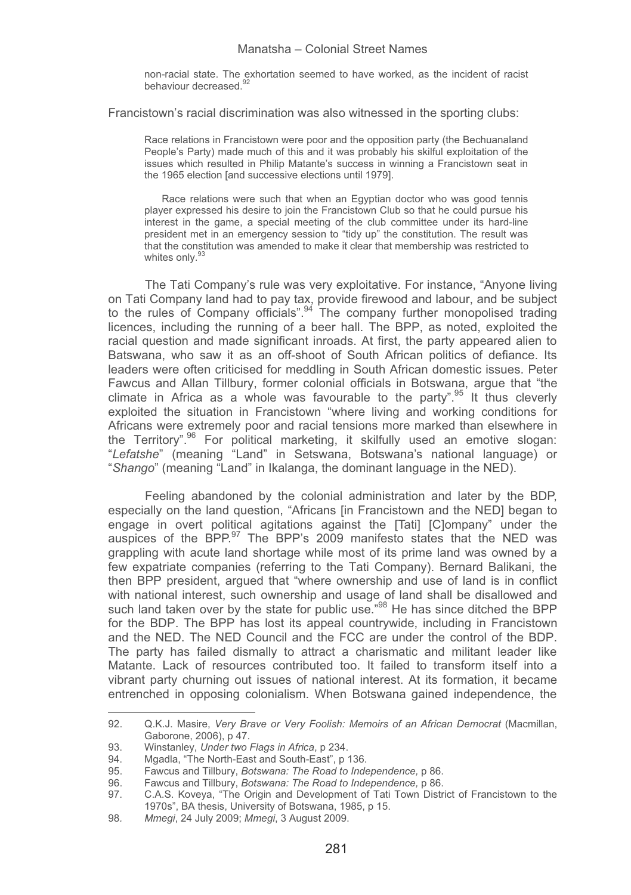> non-racial state. The exhortation seemed to have worked, as the incident of racist behaviour decreased.[92]

Francistown's racial discrimination was also witnessed in the sporting clubs:

> Race relations in Francistown were poor and the opposition party (the Bechuanaland People's Party) made much of this and it was probably his skilful exploitation of the issues which resulted in Philip Matante's success in winning a Francistown seat in the 1965 election [and successive elections until 1979].
>
> Race relations were such that when an Egyptian doctor who was good tennis player expressed his desire to join the Francistown Club so that he could pursue his interest in the game, a special meeting of the club committee under its hard-line president met in an emergency session to "tidy up" the constitution. The result was that the constitution was amended to make it clear that membership was restricted to whites only.[93]

The Tati Company's rule was very exploitative. For instance, "Anyone living on Tati Company land had to pay tax, provide firewood and labour, and be subject to the rules of Company officials".[94] The company further monopolised trading licences, including the running of a beer hall. The BPP, as noted, exploited the racial question and made significant inroads. At first, the party appeared alien to Batswana, who saw it as an off-shoot of South African politics of defiance. Its leaders were often criticised for meddling in South African domestic issues. Peter Fawcus and Allan Tillbury, former colonial officials in Botswana, argue that "the climate in Africa as a whole was favourable to the party".[95] It thus cleverly exploited the situation in Francistown "where living and working conditions for Africans were extremely poor and racial tensions more marked than elsewhere in the Territory".[96] For political marketing, it skilfully used an emotive slogan: "*Lefatshe*" (meaning "Land" in Setswana, Botswana's national language) or "*Shango*" (meaning "Land" in Ikalanga, the dominant language in the NED).

Feeling abandoned by the colonial administration and later by the BDP, especially on the land question, "Africans [in Francistown and the NED] began to engage in overt political agitations against the [Tati] [C]ompany" under the auspices of the BPP.[97] The BPP's 2009 manifesto states that the NED was grappling with acute land shortage while most of its prime land was owned by a few expatriate companies (referring to the Tati Company). Bernard Balikani, the then BPP president, argued that "where ownership and use of land is in conflict with national interest, such ownership and usage of land shall be disallowed and such land taken over by the state for public use."[98] He has since ditched the BPP for the BDP. The BPP has lost its appeal countrywide, including in Francistown and the NED. The NED Council and the FCC are under the control of the BDP. The party has failed dismally to attract a charismatic and militant leader like Matante. Lack of resources contributed too. It failed to transform itself into a vibrant party churning out issues of national interest. At its formation, it became entrenched in opposing colonialism. When Botswana gained independence, the

---

92. Q.K.J. Masire, *Very Brave or Very Foolish: Memoirs of an African Democrat* (Macmillan, Gaborone, 2006), p 47.
93. Winstanley, *Under two Flags in Africa*, p 234.
94. Mgadla, "The North-East and South-East", p 136.
95. Fawcus and Tillbury, *Botswana: The Road to Independence,* p 86.
96. Fawcus and Tillbury, *Botswana: The Road to Independence,* p 86.
97. C.A.S. Koveya, "The Origin and Development of Tati Town District of Francistown to the 1970s", BA thesis, University of Botswana, 1985, p 15.
98. *Mmegi*, 24 July 2009; *Mmegi*, 3 August 2009.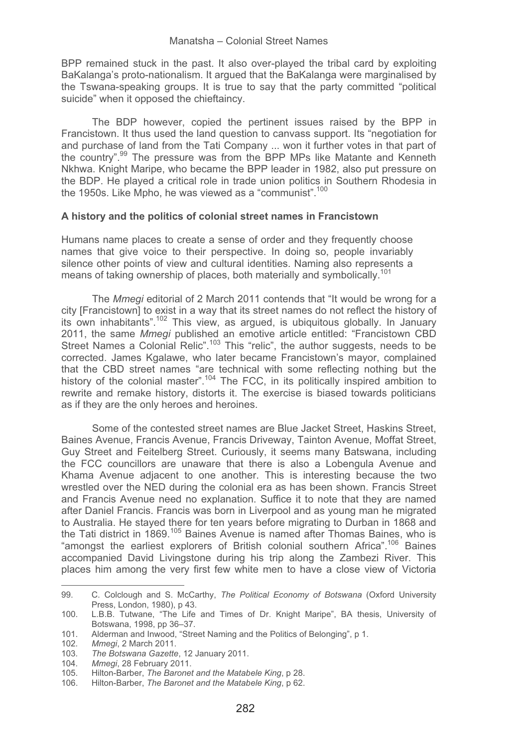BPP remained stuck in the past. It also over-played the tribal card by exploiting BaKalanga's proto-nationalism. It argued that the BaKalanga were marginalised by the Tswana-speaking groups. It is true to say that the party committed "political suicide" when it opposed the chieftaincy.

The BDP however, copied the pertinent issues raised by the BPP in Francistown. It thus used the land question to canvass support. Its "negotiation for and purchase of land from the Tati Company ... won it further votes in that part of the country".[99] The pressure was from the BPP MPs like Matante and Kenneth Nkhwa. Knight Maripe, who became the BPP leader in 1982, also put pressure on the BDP. He played a critical role in trade union politics in Southern Rhodesia in the 1950s. Like Mpho, he was viewed as a "communist".[100]

### A history and the politics of colonial street names in Francistown

Humans name places to create a sense of order and they frequently choose names that give voice to their perspective. In doing so, people invariably silence other points of view and cultural identities. Naming also represents a means of taking ownership of places, both materially and symbolically.[101]

The *Mmegi* editorial of 2 March 2011 contends that "It would be wrong for a city [Francistown] to exist in a way that its street names do not reflect the history of its own inhabitants".[102] This view, as argued, is ubiquitous globally. In January 2011, the same *Mmegi* published an emotive article entitled: "Francistown CBD Street Names a Colonial Relic".[103] This "relic", the author suggests, needs to be corrected. James Kgalawe, who later became Francistown's mayor, complained that the CBD street names "are technical with some reflecting nothing but the history of the colonial master".[104] The FCC, in its politically inspired ambition to rewrite and remake history, distorts it. The exercise is biased towards politicians as if they are the only heroes and heroines.

Some of the contested street names are Blue Jacket Street, Haskins Street, Baines Avenue, Francis Avenue, Francis Driveway, Tainton Avenue, Moffat Street, Guy Street and Feitelberg Street. Curiously, it seems many Batswana, including the FCC councillors are unaware that there is also a Lobengula Avenue and Khama Avenue adjacent to one another. This is interesting because the two wrestled over the NED during the colonial era as has been shown. Francis Street and Francis Avenue need no explanation. Suffice it to note that they are named after Daniel Francis. Francis was born in Liverpool and as young man he migrated to Australia. He stayed there for ten years before migrating to Durban in 1868 and the Tati district in 1869.[105] Baines Avenue is named after Thomas Baines, who is "amongst the earliest explorers of British colonial southern Africa".[106] Baines accompanied David Livingstone during his trip along the Zambezi River. This places him among the very first few white men to have a close view of Victoria

---

99. C. Colclough and S. McCarthy, *The Political Economy of Botswana* (Oxford University Press, London, 1980), p 43.
100. L.B.B. Tutwane, "The Life and Times of Dr. Knight Maripe", BA thesis, University of Botswana, 1998, pp 36–37.
101. Alderman and Inwood, "Street Naming and the Politics of Belonging", p 1.
102. *Mmegi*, 2 March 2011.
103. *The Botswana Gazette*, 12 January 2011.
104. *Mmegi*, 28 February 2011.
105. Hilton-Barber, *The Baronet and the Matabele King*, p 28.
106. Hilton-Barber, *The Baronet and the Matabele King*, p 62.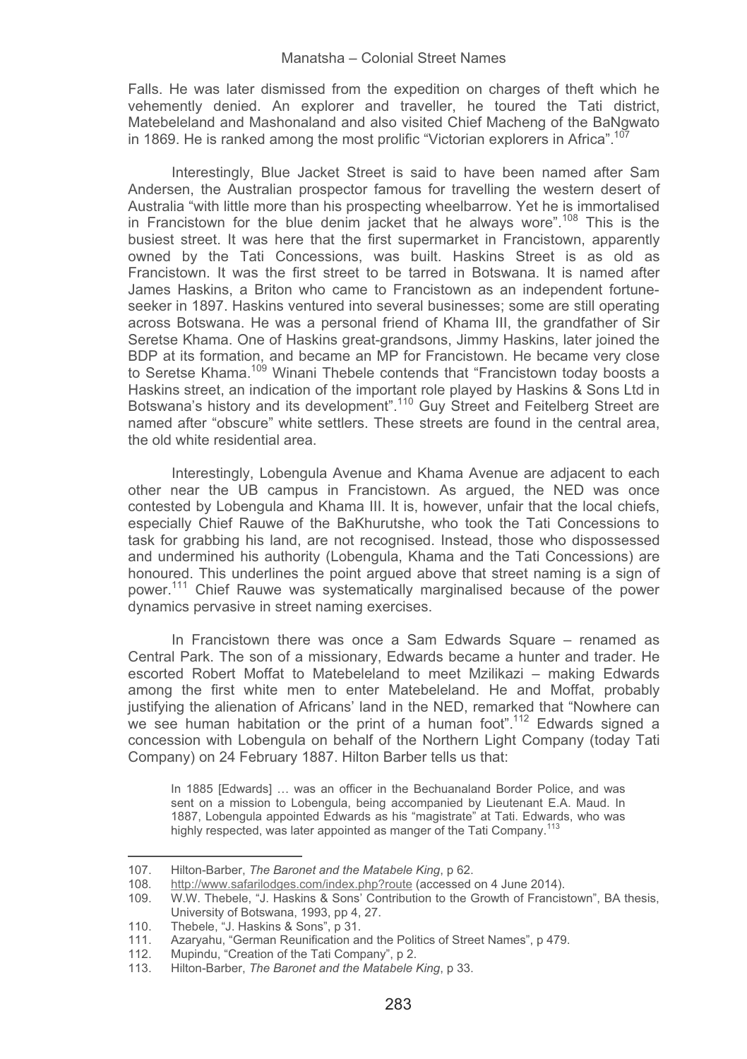Falls. He was later dismissed from the expedition on charges of theft which he vehemently denied. An explorer and traveller, he toured the Tati district, Matebeleland and Mashonaland and also visited Chief Macheng of the BaNgwato in 1869. He is ranked among the most prolific "Victorian explorers in Africa".[107]

Interestingly, Blue Jacket Street is said to have been named after Sam Andersen, the Australian prospector famous for travelling the western desert of Australia "with little more than his prospecting wheelbarrow. Yet he is immortalised in Francistown for the blue denim jacket that he always wore".[108] This is the busiest street. It was here that the first supermarket in Francistown, apparently owned by the Tati Concessions, was built. Haskins Street is as old as Francistown. It was the first street to be tarred in Botswana. It is named after James Haskins, a Briton who came to Francistown as an independent fortune-seeker in 1897. Haskins ventured into several businesses; some are still operating across Botswana. He was a personal friend of Khama III, the grandfather of Sir Seretse Khama. One of Haskins great-grandsons, Jimmy Haskins, later joined the BDP at its formation, and became an MP for Francistown. He became very close to Seretse Khama.[109] Winani Thebele contends that "Francistown today boosts a Haskins street, an indication of the important role played by Haskins & Sons Ltd in Botswana's history and its development".[110] Guy Street and Feitelberg Street are named after "obscure" white settlers. These streets are found in the central area, the old white residential area.

Interestingly, Lobengula Avenue and Khama Avenue are adjacent to each other near the UB campus in Francistown. As argued, the NED was once contested by Lobengula and Khama III. It is, however, unfair that the local chiefs, especially Chief Rauwe of the BaKhurutshe, who took the Tati Concessions to task for grabbing his land, are not recognised. Instead, those who dispossessed and undermined his authority (Lobengula, Khama and the Tati Concessions) are honoured. This underlines the point argued above that street naming is a sign of power.[111] Chief Rauwe was systematically marginalised because of the power dynamics pervasive in street naming exercises.

In Francistown there was once a Sam Edwards Square – renamed as Central Park. The son of a missionary, Edwards became a hunter and trader. He escorted Robert Moffat to Matebeleland to meet Mzilikazi – making Edwards among the first white men to enter Matebeleland. He and Moffat, probably justifying the alienation of Africans' land in the NED, remarked that "Nowhere can we see human habitation or the print of a human foot".[112] Edwards signed a concession with Lobengula on behalf of the Northern Light Company (today Tati Company) on 24 February 1887. Hilton Barber tells us that:

> In 1885 [Edwards] … was an officer in the Bechuanaland Border Police, and was sent on a mission to Lobengula, being accompanied by Lieutenant E.A. Maud. In 1887, Lobengula appointed Edwards as his "magistrate" at Tati. Edwards, who was highly respected, was later appointed as manger of the Tati Company.[113]

---

107. Hilton-Barber, *The Baronet and the Matabele King*, p 62.
108. http://www.safarilodges.com/index.php?route (accessed on 4 June 2014).
109. W.W. Thebele, "J. Haskins & Sons' Contribution to the Growth of Francistown", BA thesis, University of Botswana, 1993, pp 4, 27.
110. Thebele, "J. Haskins & Sons", p 31.
111. Azaryahu, "German Reunification and the Politics of Street Names", p 479.
112. Mupindu, "Creation of the Tati Company", p 2.
113. Hilton-Barber, *The Baronet and the Matabele King*, p 33.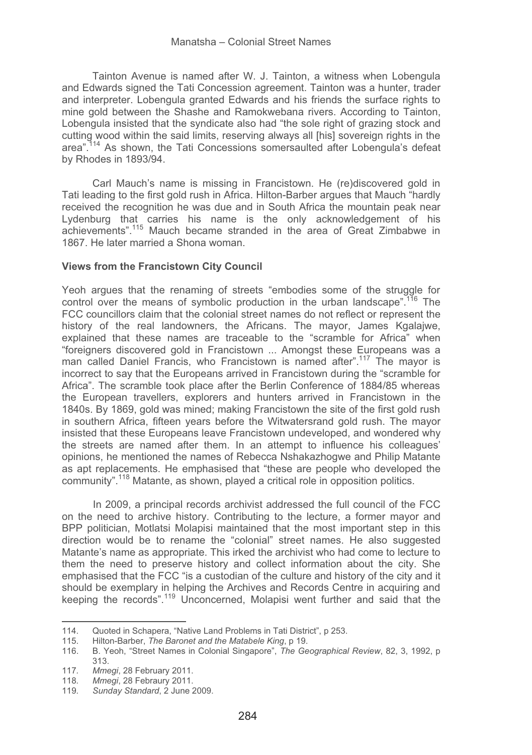Tainton Avenue is named after W. J. Tainton, a witness when Lobengula and Edwards signed the Tati Concession agreement. Tainton was a hunter, trader and interpreter. Lobengula granted Edwards and his friends the surface rights to mine gold between the Shashe and Ramokwebana rivers. According to Tainton, Lobengula insisted that the syndicate also had "the sole right of grazing stock and cutting wood within the said limits, reserving always all [his] sovereign rights in the area".[114] As shown, the Tati Concessions somersaulted after Lobengula's defeat by Rhodes in 1893/94.

Carl Mauch's name is missing in Francistown. He (re)discovered gold in Tati leading to the first gold rush in Africa. Hilton-Barber argues that Mauch "hardly received the recognition he was due and in South Africa the mountain peak near Lydenburg that carries his name is the only acknowledgement of his achievements".[115] Mauch became stranded in the area of Great Zimbabwe in 1867. He later married a Shona woman.

**Views from the Francistown City Council**

Yeoh argues that the renaming of streets "embodies some of the struggle for control over the means of symbolic production in the urban landscape".[116] The FCC councillors claim that the colonial street names do not reflect or represent the history of the real landowners, the Africans. The mayor, James Kgalajwe, explained that these names are traceable to the "scramble for Africa" when "foreigners discovered gold in Francistown ... Amongst these Europeans was a man called Daniel Francis, who Francistown is named after".[117] The mayor is incorrect to say that the Europeans arrived in Francistown during the "scramble for Africa". The scramble took place after the Berlin Conference of 1884/85 whereas the European travellers, explorers and hunters arrived in Francistown in the 1840s. By 1869, gold was mined; making Francistown the site of the first gold rush in southern Africa, fifteen years before the Witwatersrand gold rush. The mayor insisted that these Europeans leave Francistown undeveloped, and wondered why the streets are named after them. In an attempt to influence his colleagues' opinions, he mentioned the names of Rebecca Nshakazhogwe and Philip Matante as apt replacements. He emphasised that "these are people who developed the community".[118] Matante, as shown, played a critical role in opposition politics.

In 2009, a principal records archivist addressed the full council of the FCC on the need to archive history. Contributing to the lecture, a former mayor and BPP politician, Motlatsi Molapisi maintained that the most important step in this direction would be to rename the "colonial" street names. He also suggested Matante's name as appropriate. This irked the archivist who had come to lecture to them the need to preserve history and collect information about the city. She emphasised that the FCC "is a custodian of the culture and history of the city and it should be exemplary in helping the Archives and Records Centre in acquiring and keeping the records".[119] Unconcerned, Molapisi went further and said that the

---

114. Quoted in Schapera, "Native Land Problems in Tati District", p 253.
115. Hilton-Barber, *The Baronet and the Matabele King*, p 19.
116. B. Yeoh, "Street Names in Colonial Singapore", *The Geographical Review*, 82, 3, 1992, p 313.
117. *Mmegi*, 28 February 2011.
118. *Mmegi*, 28 Febraury 2011.
119. *Sunday Standard*, 2 June 2009.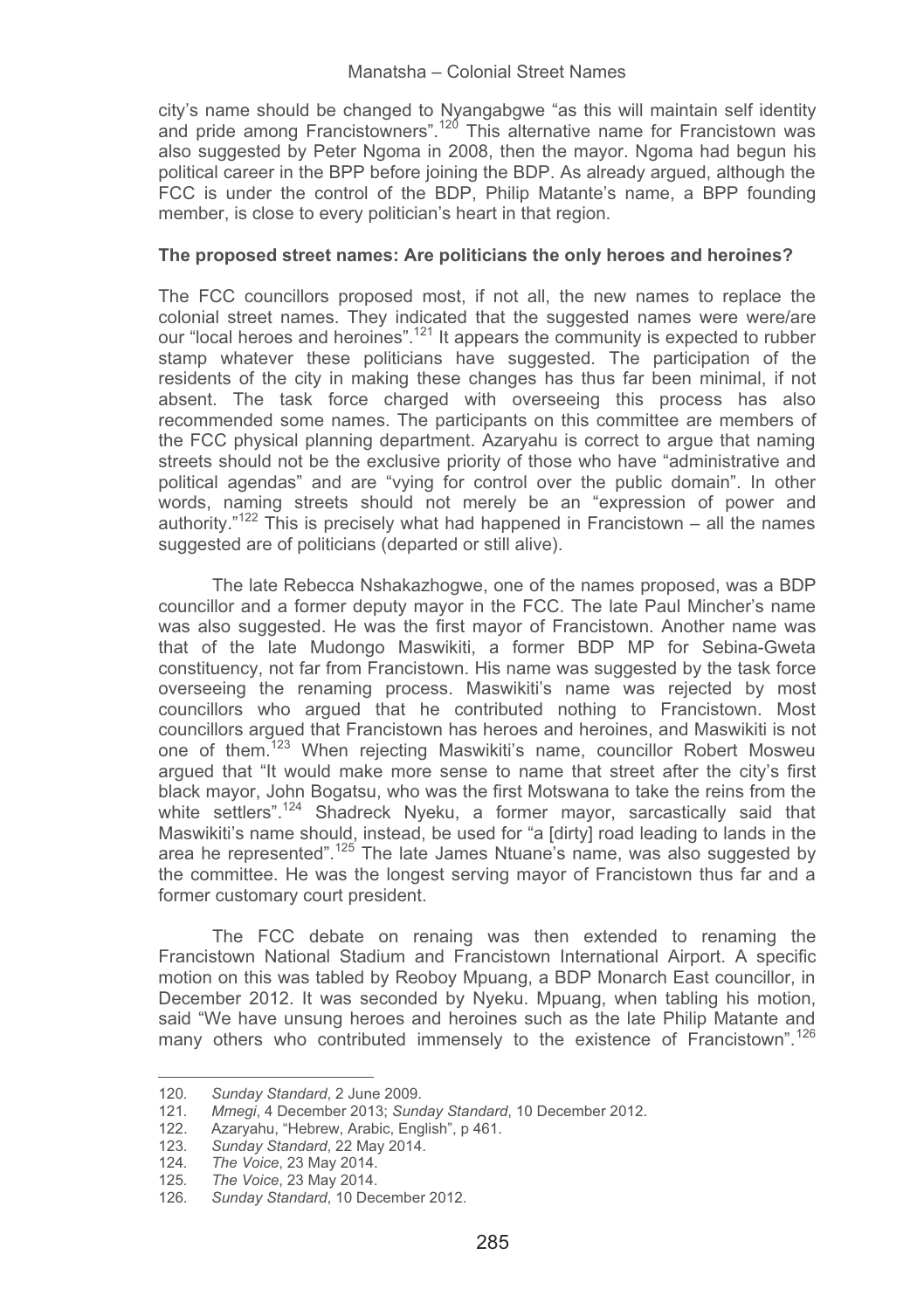city's name should be changed to Nyangabgwe "as this will maintain self identity and pride among Francistowners".[120] This alternative name for Francistown was also suggested by Peter Ngoma in 2008, then the mayor. Ngoma had begun his political career in the BPP before joining the BDP. As already argued, although the FCC is under the control of the BDP, Philip Matante's name, a BPP founding member, is close to every politician's heart in that region.

**The proposed street names: Are politicians the only heroes and heroines?**

The FCC councillors proposed most, if not all, the new names to replace the colonial street names. They indicated that the suggested names were were/are our "local heroes and heroines".[121] It appears the community is expected to rubber stamp whatever these politicians have suggested. The participation of the residents of the city in making these changes has thus far been minimal, if not absent. The task force charged with overseeing this process has also recommended some names. The participants on this committee are members of the FCC physical planning department. Azaryahu is correct to argue that naming streets should not be the exclusive priority of those who have "administrative and political agendas" and are "vying for control over the public domain". In other words, naming streets should not merely be an "expression of power and authority."[122] This is precisely what had happened in Francistown – all the names suggested are of politicians (departed or still alive).

The late Rebecca Nshakazhogwe, one of the names proposed, was a BDP councillor and a former deputy mayor in the FCC. The late Paul Mincher's name was also suggested. He was the first mayor of Francistown. Another name was that of the late Mudongo Maswikiti, a former BDP MP for Sebina-Gweta constituency, not far from Francistown. His name was suggested by the task force overseeing the renaming process. Maswikiti's name was rejected by most councillors who argued that he contributed nothing to Francistown. Most councillors argued that Francistown has heroes and heroines, and Maswikiti is not one of them.[123] When rejecting Maswikiti's name, councillor Robert Mosweu argued that "It would make more sense to name that street after the city's first black mayor, John Bogatsu, who was the first Motswana to take the reins from the white settlers".[124] Shadreck Nyeku, a former mayor, sarcastically said that Maswikiti's name should, instead, be used for "a [dirty] road leading to lands in the area he represented".[125] The late James Ntuane's name, was also suggested by the committee. He was the longest serving mayor of Francistown thus far and a former customary court president.

The FCC debate on renaing was then extended to renaming the Francistown National Stadium and Francistown International Airport. A specific motion on this was tabled by Reoboy Mpuang, a BDP Monarch East councillor, in December 2012. It was seconded by Nyeku. Mpuang, when tabling his motion, said "We have unsung heroes and heroines such as the late Philip Matante and many others who contributed immensely to the existence of Francistown".[126]

---

120. *Sunday Standard*, 2 June 2009.
121. *Mmegi*, 4 December 2013; *Sunday Standard*, 10 December 2012.
122. Azaryahu, "Hebrew, Arabic, English", p 461.
123. *Sunday Standard*, 22 May 2014.
124. *The Voice*, 23 May 2014.
125. *The Voice*, 23 May 2014.
126. *Sunday Standard*, 10 December 2012.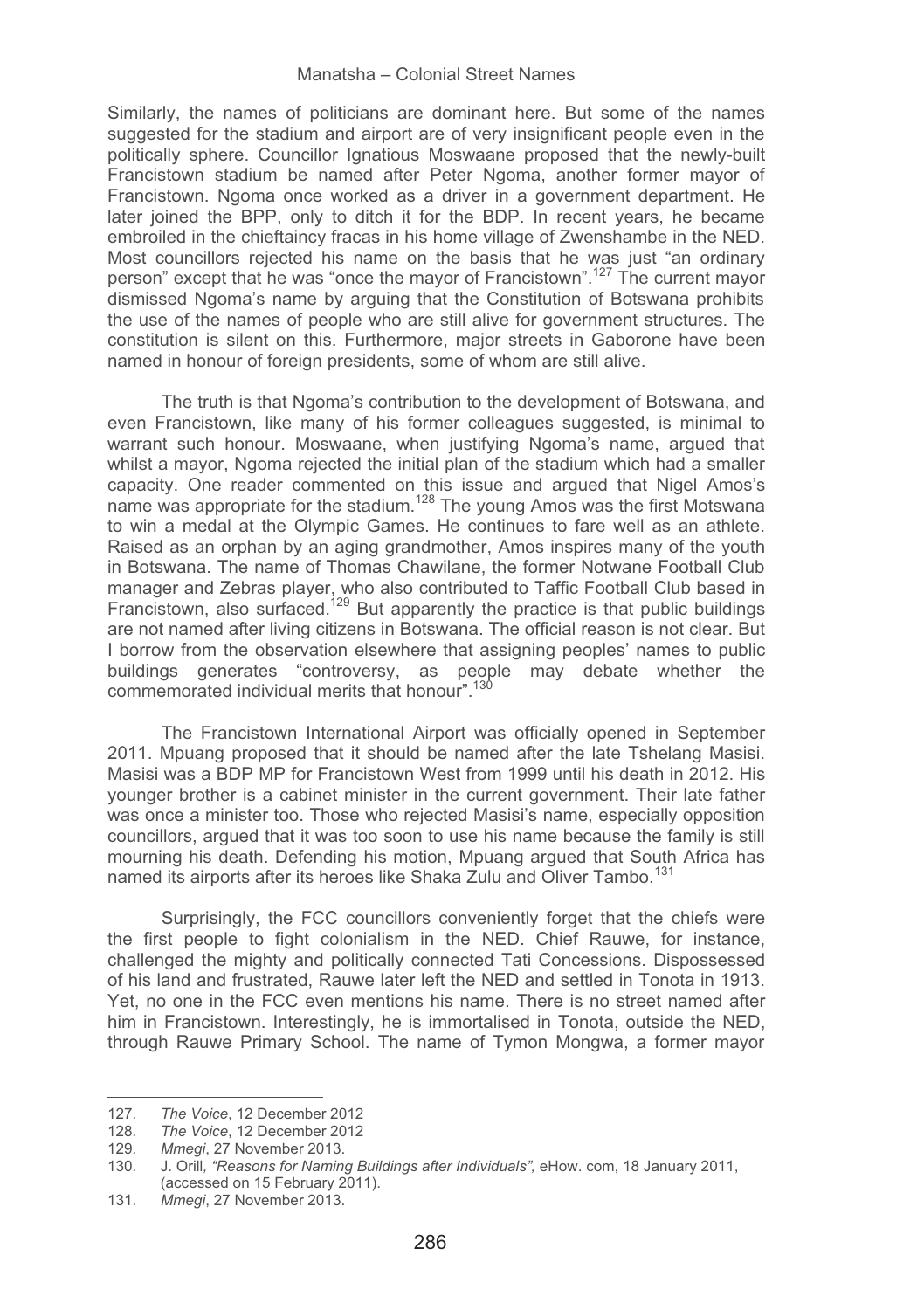Similarly, the names of politicians are dominant here. But some of the names suggested for the stadium and airport are of very insignificant people even in the politically sphere. Councillor Ignatious Moswaane proposed that the newly-built Francistown stadium be named after Peter Ngoma, another former mayor of Francistown. Ngoma once worked as a driver in a government department. He later joined the BPP, only to ditch it for the BDP. In recent years, he became embroiled in the chieftaincy fracas in his home village of Zwenshambe in the NED. Most councillors rejected his name on the basis that he was just "an ordinary person" except that he was "once the mayor of Francistown".[127] The current mayor dismissed Ngoma's name by arguing that the Constitution of Botswana prohibits the use of the names of people who are still alive for government structures. The constitution is silent on this. Furthermore, major streets in Gaborone have been named in honour of foreign presidents, some of whom are still alive.

The truth is that Ngoma's contribution to the development of Botswana, and even Francistown, like many of his former colleagues suggested, is minimal to warrant such honour. Moswaane, when justifying Ngoma's name, argued that whilst a mayor, Ngoma rejected the initial plan of the stadium which had a smaller capacity. One reader commented on this issue and argued that Nigel Amos's name was appropriate for the stadium.[128] The young Amos was the first Motswana to win a medal at the Olympic Games. He continues to fare well as an athlete. Raised as an orphan by an aging grandmother, Amos inspires many of the youth in Botswana. The name of Thomas Chawilane, the former Notwane Football Club manager and Zebras player, who also contributed to Taffic Football Club based in Francistown, also surfaced.[129] But apparently the practice is that public buildings are not named after living citizens in Botswana. The official reason is not clear. But I borrow from the observation elsewhere that assigning peoples' names to public buildings generates "controversy, as people may debate whether the commemorated individual merits that honour".[130]

The Francistown International Airport was officially opened in September 2011. Mpuang proposed that it should be named after the late Tshelang Masisi. Masisi was a BDP MP for Francistown West from 1999 until his death in 2012. His younger brother is a cabinet minister in the current government. Their late father was once a minister too. Those who rejected Masisi's name, especially opposition councillors, argued that it was too soon to use his name because the family is still mourning his death. Defending his motion, Mpuang argued that South Africa has named its airports after its heroes like Shaka Zulu and Oliver Tambo.[131]

Surprisingly, the FCC councillors conveniently forget that the chiefs were the first people to fight colonialism in the NED. Chief Rauwe, for instance, challenged the mighty and politically connected Tati Concessions. Dispossessed of his land and frustrated, Rauwe later left the NED and settled in Tonota in 1913. Yet, no one in the FCC even mentions his name. There is no street named after him in Francistown. Interestingly, he is immortalised in Tonota, outside the NED, through Rauwe Primary School. The name of Tymon Mongwa, a former mayor

---

127. *The Voice*, 12 December 2012
128. *The Voice*, 12 December 2012
129. *Mmegi*, 27 November 2013.
130. J. Orill*, "Reasons for Naming Buildings after Individuals",* eHow. com, 18 January 2011, (accessed on 15 February 2011).
131. *Mmegi*, 27 November 2013.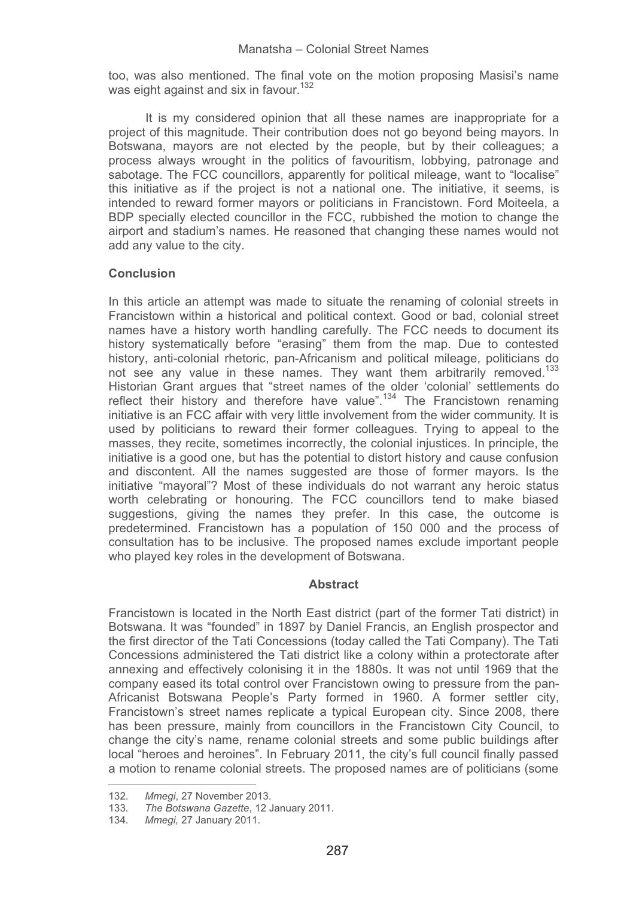too, was also mentioned. The final vote on the motion proposing Masisi's name was eight against and six in favour.[132]

It is my considered opinion that all these names are inappropriate for a project of this magnitude. Their contribution does not go beyond being mayors. In Botswana, mayors are not elected by the people, but by their colleagues; a process always wrought in the politics of favouritism, lobbying, patronage and sabotage. The FCC councillors, apparently for political mileage, want to "localise" this initiative as if the project is not a national one. The initiative, it seems, is intended to reward former mayors or politicians in Francistown. Ford Moiteela, a BDP specially elected councillor in the FCC, rubbished the motion to change the airport and stadium's names. He reasoned that changing these names would not add any value to the city.

## Conclusion

In this article an attempt was made to situate the renaming of colonial streets in Francistown within a historical and political context. Good or bad, colonial street names have a history worth handling carefully. The FCC needs to document its history systematically before "erasing" them from the map. Due to contested history, anti-colonial rhetoric, pan-Africanism and political mileage, politicians do not see any value in these names. They want them arbitrarily removed.[133] Historian Grant argues that "street names of the older 'colonial' settlements do reflect their history and therefore have value".[134] The Francistown renaming initiative is an FCC affair with very little involvement from the wider community. It is used by politicians to reward their former colleagues. Trying to appeal to the masses, they recite, sometimes incorrectly, the colonial injustices. In principle, the initiative is a good one, but has the potential to distort history and cause confusion and discontent. All the names suggested are those of former mayors. Is the initiative "mayoral"? Most of these individuals do not warrant any heroic status worth celebrating or honouring. The FCC councillors tend to make biased suggestions, giving the names they prefer. In this case, the outcome is predetermined. Francistown has a population of 150 000 and the process of consultation has to be inclusive. The proposed names exclude important people who played key roles in the development of Botswana.

## Abstract

Francistown is located in the North East district (part of the former Tati district) in Botswana. It was "founded" in 1897 by Daniel Francis, an English prospector and the first director of the Tati Concessions (today called the Tati Company). The Tati Concessions administered the Tati district like a colony within a protectorate after annexing and effectively colonising it in the 1880s. It was not until 1969 that the company eased its total control over Francistown owing to pressure from the pan-Africanist Botswana People's Party formed in 1960. A former settler city, Francistown's street names replicate a typical European city. Since 2008, there has been pressure, mainly from councillors in the Francistown City Council, to change the city's name, rename colonial streets and some public buildings after local "heroes and heroines". In February 2011, the city's full council finally passed a motion to rename colonial streets. The proposed names are of politicians (some

---

132. *Mmegi*, 27 November 2013.
133. *The Botswana Gazette*, 12 January 2011.
134. *Mmegi,* 27 January 2011.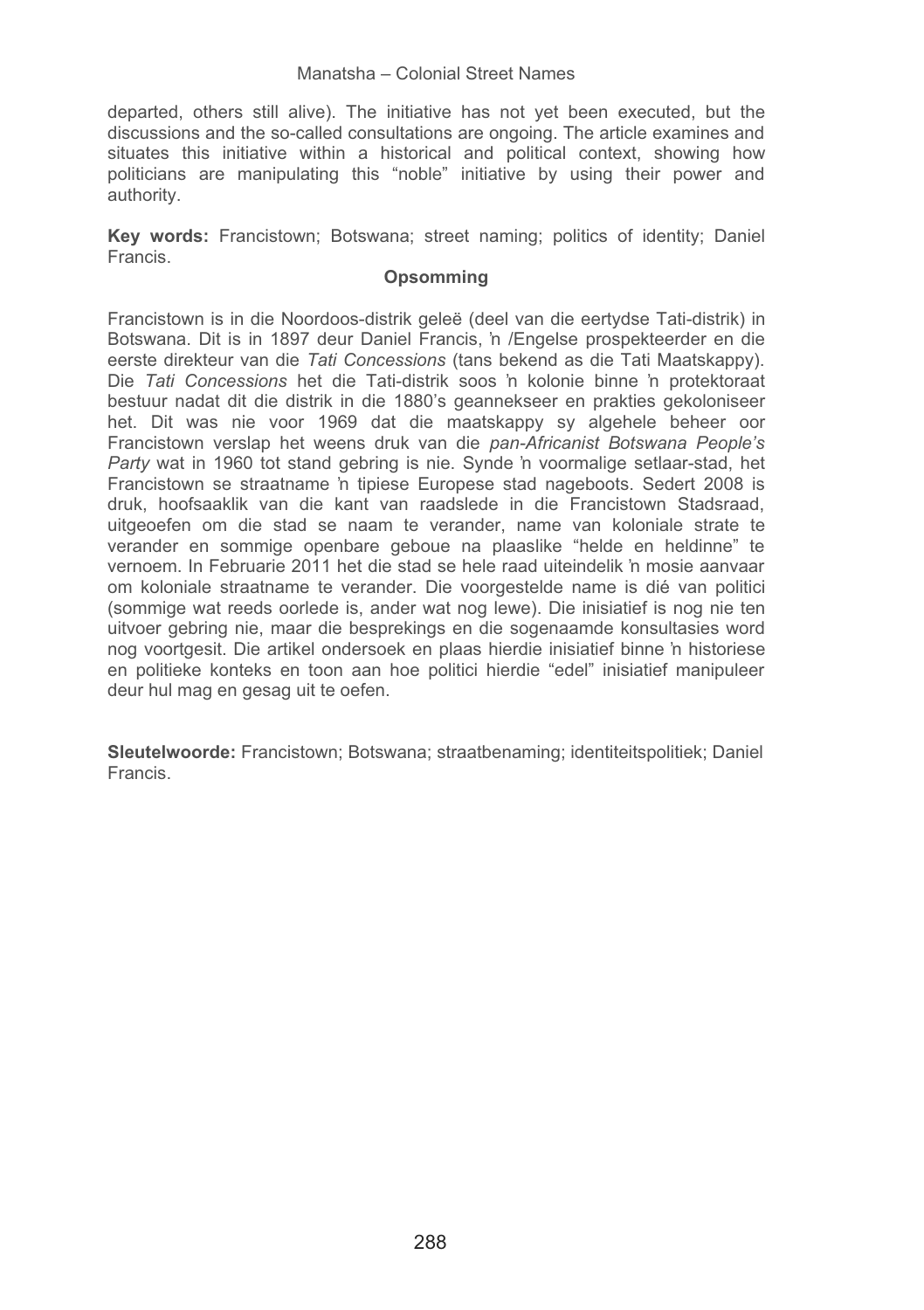departed, others still alive). The initiative has not yet been executed, but the discussions and the so-called consultations are ongoing. The article examines and situates this initiative within a historical and political context, showing how politicians are manipulating this "noble" initiative by using their power and authority.

**Key words:** Francistown; Botswana; street naming; politics of identity; Daniel Francis.

### Opsomming

Francistown is in die Noordoos-distrik geleë (deel van die eertydse Tati-distrik) in Botswana. Dit is in 1897 deur Daniel Francis, 'n /Engelse prospekteerder en die eerste direkteur van die *Tati Concessions* (tans bekend as die Tati Maatskappy). Die *Tati Concessions* het die Tati-distrik soos 'n kolonie binne 'n protektoraat bestuur nadat dit die distrik in die 1880's geannekseer en prakties gekoloniseer het. Dit was nie voor 1969 dat die maatskappy sy algehele beheer oor Francistown verslap het weens druk van die *pan-Africanist Botswana People's Party* wat in 1960 tot stand gebring is nie. Synde 'n voormalige setlaar-stad, het Francistown se straatname 'n tipiese Europese stad nageboots. Sedert 2008 is druk, hoofsaaklik van die kant van raadslede in die Francistown Stadsraad, uitgeoefen om die stad se naam te verander, name van koloniale strate te verander en sommige openbare geboue na plaaslike "helde en heldinne" te vernoem. In Februarie 2011 het die stad se hele raad uiteindelik 'n mosie aanvaar om koloniale straatname te verander. Die voorgestelde name is dié van politici (sommige wat reeds oorlede is, ander wat nog lewe). Die inisiatief is nog nie ten uitvoer gebring nie, maar die besprekings en die sogenaamde konsultasies word nog voortgesit. Die artikel ondersoek en plaas hierdie inisiatief binne 'n historiese en politieke konteks en toon aan hoe politici hierdie "edel" inisiatief manipuleer deur hul mag en gesag uit te oefen.

**Sleutelwoorde:** Francistown; Botswana; straatbenaming; identiteitspolitiek; Daniel Francis.